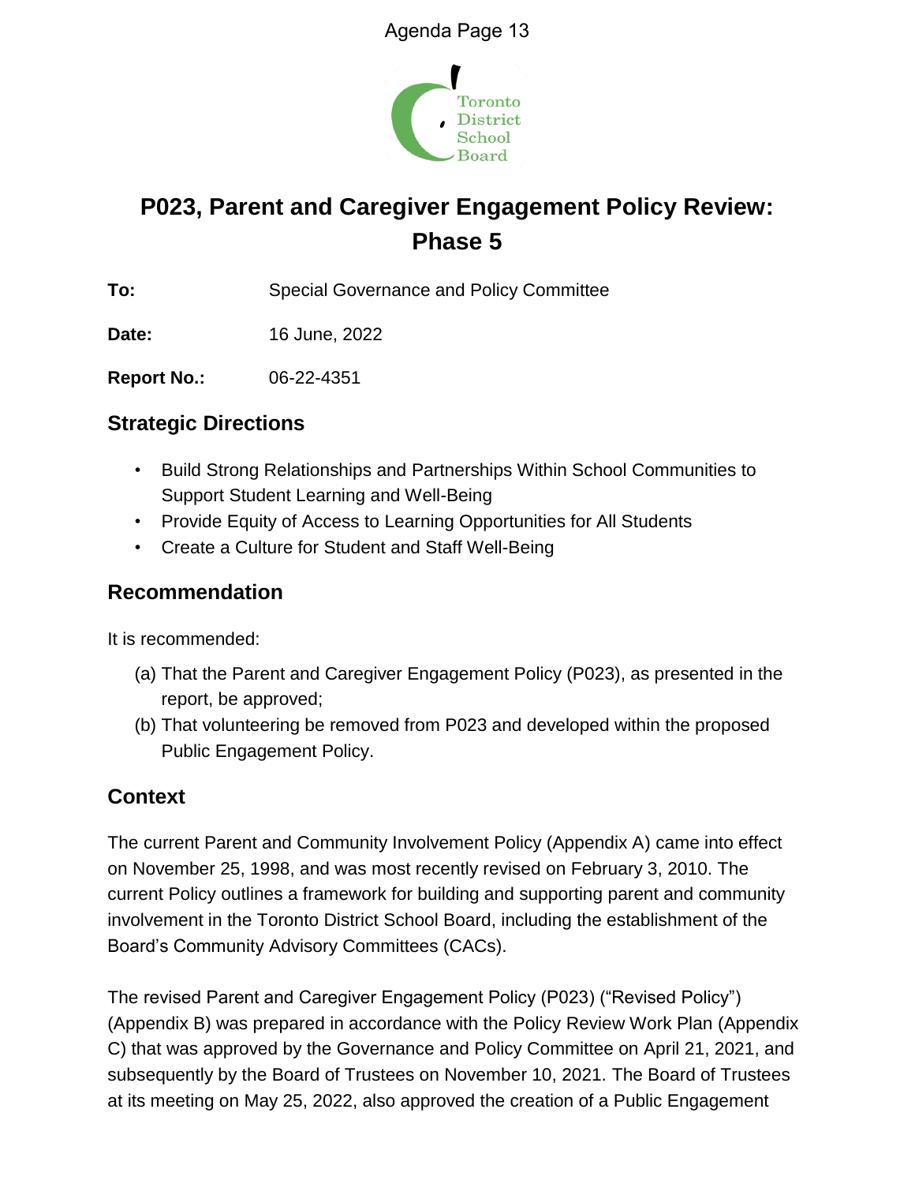# P023, Parent and Caregiver Engagement Policy Review: Phase 5

**To:** Special Governance and Policy Committee

**Date:** 16 June, 2022

**Report No.:** 06-22-4351

## Strategic Directions

- Build Strong Relationships and Partnerships Within School Communities to Support Student Learning and Well-Being
- Provide Equity of Access to Learning Opportunities for All Students
- Create a Culture for Student and Staff Well-Being

## Recommendation

It is recommended:

(a) That the Parent and Caregiver Engagement Policy (P023), as presented in the report, be approved;

(b) That volunteering be removed from P023 and developed within the proposed Public Engagement Policy.

## Context

The current Parent and Community Involvement Policy (Appendix A) came into effect on November 25, 1998, and was most recently revised on February 3, 2010. The current Policy outlines a framework for building and supporting parent and community involvement in the Toronto District School Board, including the establishment of the Board's Community Advisory Committees (CACs).

The revised Parent and Caregiver Engagement Policy (P023) ("Revised Policy") (Appendix B) was prepared in accordance with the Policy Review Work Plan (Appendix C) that was approved by the Governance and Policy Committee on April 21, 2021, and subsequently by the Board of Trustees on November 10, 2021. The Board of Trustees at its meeting on May 25, 2022, also approved the creation of a Public Engagement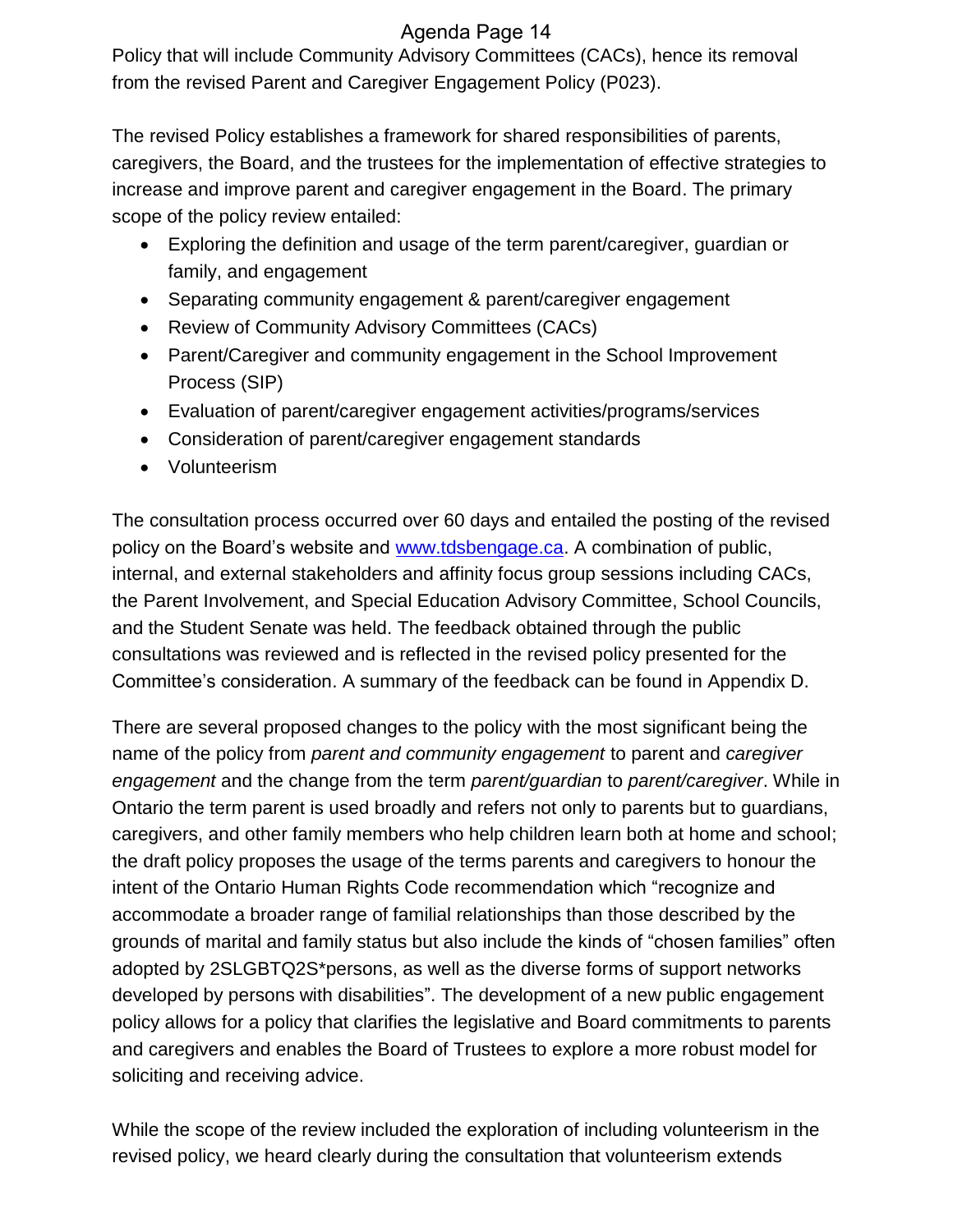Policy that will include Community Advisory Committees (CACs), hence its removal from the revised Parent and Caregiver Engagement Policy (P023).

The revised Policy establishes a framework for shared responsibilities of parents, caregivers, the Board, and the trustees for the implementation of effective strategies to increase and improve parent and caregiver engagement in the Board. The primary scope of the policy review entailed:

- Exploring the definition and usage of the term parent/caregiver, guardian or family, and engagement
- Separating community engagement & parent/caregiver engagement
- Review of Community Advisory Committees (CACs)
- Parent/Caregiver and community engagement in the School Improvement Process (SIP)
- Evaluation of parent/caregiver engagement activities/programs/services
- Consideration of parent/caregiver engagement standards
- Volunteerism

The consultation process occurred over 60 days and entailed the posting of the revised policy on the Board's website and [www.tdsbengage.ca](http://www.tdsbengage.ca). A combination of public, internal, and external stakeholders and affinity focus group sessions including CACs, the Parent Involvement, and Special Education Advisory Committee, School Councils, and the Student Senate was held. The feedback obtained through the public consultations was reviewed and is reflected in the revised policy presented for the Committee's consideration. A summary of the feedback can be found in Appendix D.

There are several proposed changes to the policy with the most significant being the name of the policy from *parent and community engagement* to parent and *caregiver engagement* and the change from the term *parent/guardian* to *parent/caregiver*. While in Ontario the term parent is used broadly and refers not only to parents but to guardians, caregivers, and other family members who help children learn both at home and school; the draft policy proposes the usage of the terms parents and caregivers to honour the intent of the Ontario Human Rights Code recommendation which "recognize and accommodate a broader range of familial relationships than those described by the grounds of marital and family status but also include the kinds of "chosen families" often adopted by 2SLGBTQ2S*persons, as well as the diverse forms of support networks developed by persons with disabilities". The development of a new public engagement policy allows for a policy that clarifies the legislative and Board commitments to parents and caregivers and enables the Board of Trustees to explore a more robust model for soliciting and receiving advice.

While the scope of the review included the exploration of including volunteerism in the revised policy, we heard clearly during the consultation that volunteerism extends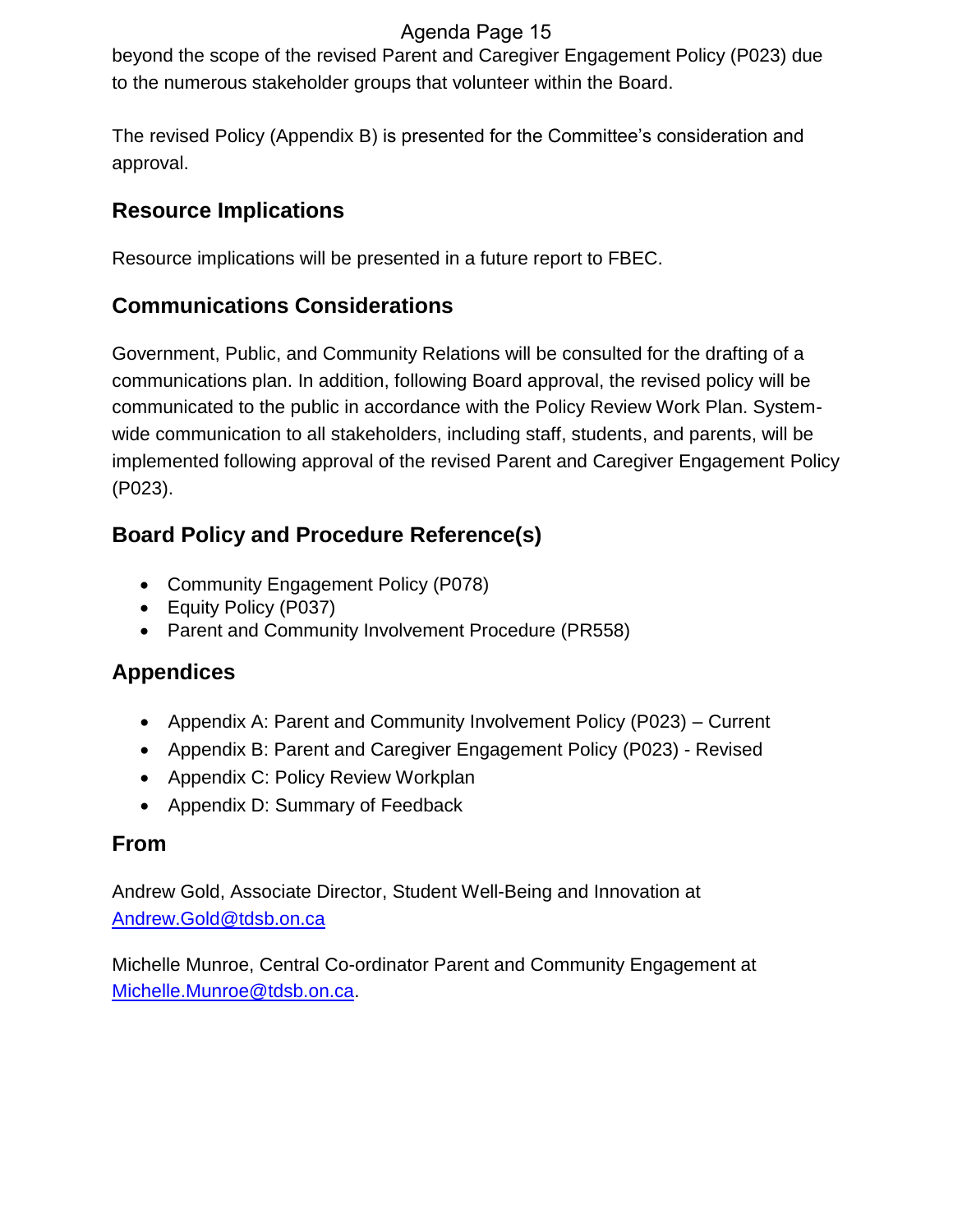beyond the scope of the revised Parent and Caregiver Engagement Policy (P023) due to the numerous stakeholder groups that volunteer within the Board.

The revised Policy (Appendix B) is presented for the Committee's consideration and approval.

## Resource Implications

Resource implications will be presented in a future report to FBEC.

## Communications Considerations

Government, Public, and Community Relations will be consulted for the drafting of a communications plan. In addition, following Board approval, the revised policy will be communicated to the public in accordance with the Policy Review Work Plan. System-wide communication to all stakeholders, including staff, students, and parents, will be implemented following approval of the revised Parent and Caregiver Engagement Policy (P023).

## Board Policy and Procedure Reference(s)

- Community Engagement Policy (P078)
- Equity Policy (P037)
- Parent and Community Involvement Procedure (PR558)

## Appendices

- Appendix A: Parent and Community Involvement Policy (P023) – Current
- Appendix B: Parent and Caregiver Engagement Policy (P023) - Revised
- Appendix C: Policy Review Workplan
- Appendix D: Summary of Feedback

## From

Andrew Gold, Associate Director, Student Well-Being and Innovation at [Andrew.Gold@tdsb.on.ca](mailto:Andrew.Gold@tdsb.on.ca)

Michelle Munroe, Central Co-ordinator Parent and Community Engagement at [Michelle.Munroe@tdsb.on.ca](mailto:Michelle.Munroe@tdsb.on.ca).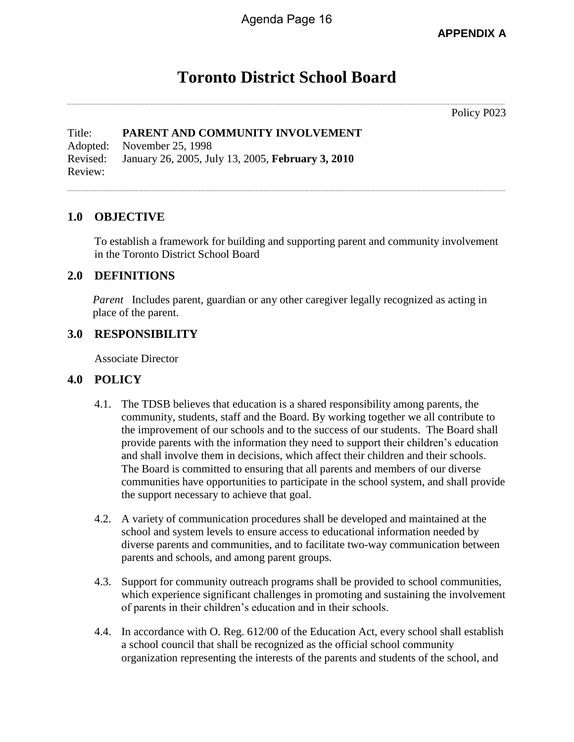**APPENDIX A**

# Toronto District School Board

Policy P023

Title: **PARENT AND COMMUNITY INVOLVEMENT**
Adopted: November 25, 1998
Revised: January 26, 2005, July 13, 2005, **February 3, 2010**
Review:

## 1.0 OBJECTIVE

To establish a framework for building and supporting parent and community involvement in the Toronto District School Board

## 2.0 DEFINITIONS

*Parent* Includes parent, guardian or any other caregiver legally recognized as acting in place of the parent.

## 3.0 RESPONSIBILITY

Associate Director

## 4.0 POLICY

4.1. The TDSB believes that education is a shared responsibility among parents, the community, students, staff and the Board. By working together we all contribute to the improvement of our schools and to the success of our students. The Board shall provide parents with the information they need to support their children's education and shall involve them in decisions, which affect their children and their schools. The Board is committed to ensuring that all parents and members of our diverse communities have opportunities to participate in the school system, and shall provide the support necessary to achieve that goal.

4.2. A variety of communication procedures shall be developed and maintained at the school and system levels to ensure access to educational information needed by diverse parents and communities, and to facilitate two-way communication between parents and schools, and among parent groups.

4.3. Support for community outreach programs shall be provided to school communities, which experience significant challenges in promoting and sustaining the involvement of parents in their children's education and in their schools.

4.4. In accordance with O. Reg. 612/00 of the Education Act, every school shall establish a school council that shall be recognized as the official school community organization representing the interests of the parents and students of the school, and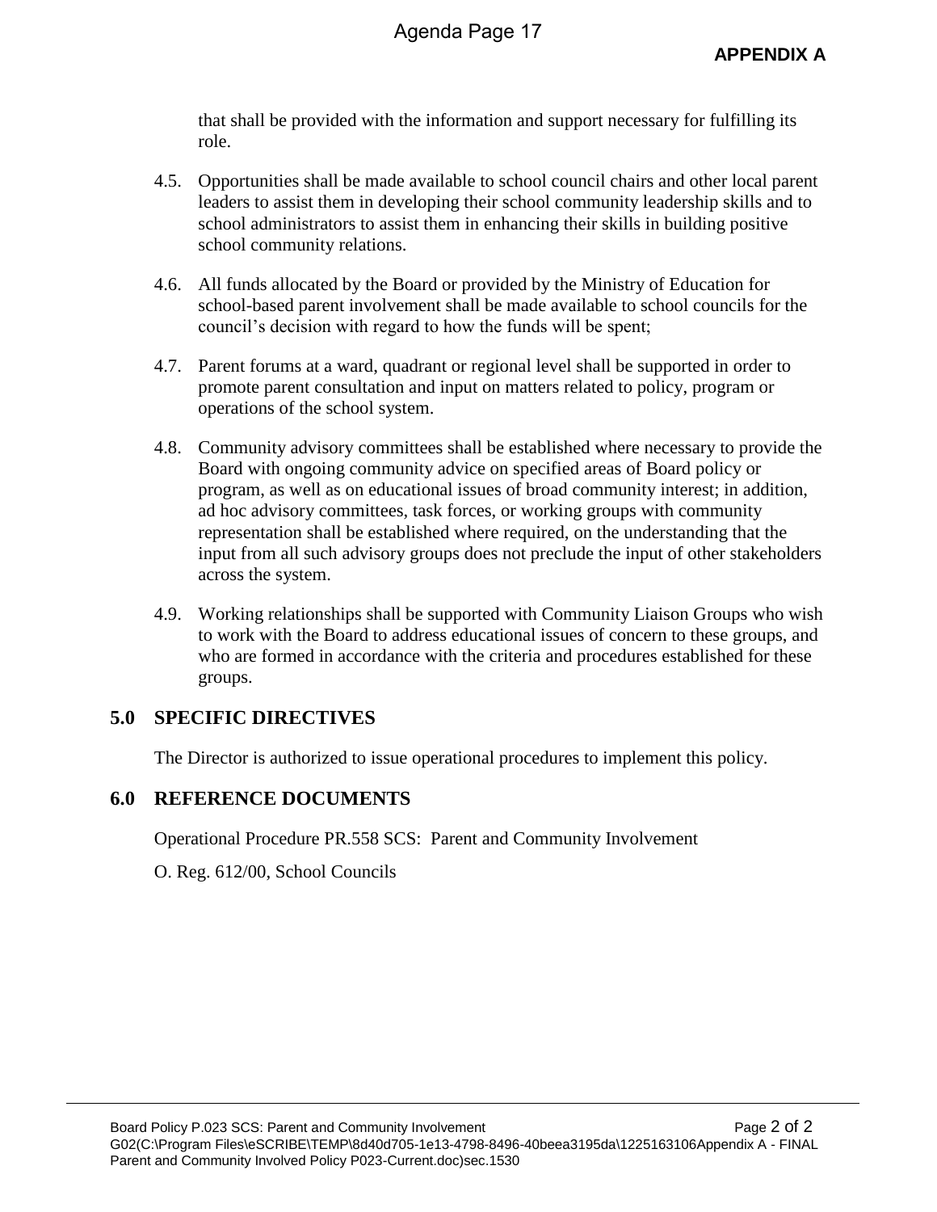that shall be provided with the information and support necessary for fulfilling its role.

4.5. Opportunities shall be made available to school council chairs and other local parent leaders to assist them in developing their school community leadership skills and to school administrators to assist them in enhancing their skills in building positive school community relations.

4.6. All funds allocated by the Board or provided by the Ministry of Education for school-based parent involvement shall be made available to school councils for the council's decision with regard to how the funds will be spent;

4.7. Parent forums at a ward, quadrant or regional level shall be supported in order to promote parent consultation and input on matters related to policy, program or operations of the school system.

4.8. Community advisory committees shall be established where necessary to provide the Board with ongoing community advice on specified areas of Board policy or program, as well as on educational issues of broad community interest; in addition, ad hoc advisory committees, task forces, or working groups with community representation shall be established where required, on the understanding that the input from all such advisory groups does not preclude the input of other stakeholders across the system.

4.9. Working relationships shall be supported with Community Liaison Groups who wish to work with the Board to address educational issues of concern to these groups, and who are formed in accordance with the criteria and procedures established for these groups.

## 5.0 SPECIFIC DIRECTIVES

The Director is authorized to issue operational procedures to implement this policy.

## 6.0 REFERENCE DOCUMENTS

Operational Procedure PR.558 SCS: Parent and Community Involvement

O. Reg. 612/00, School Councils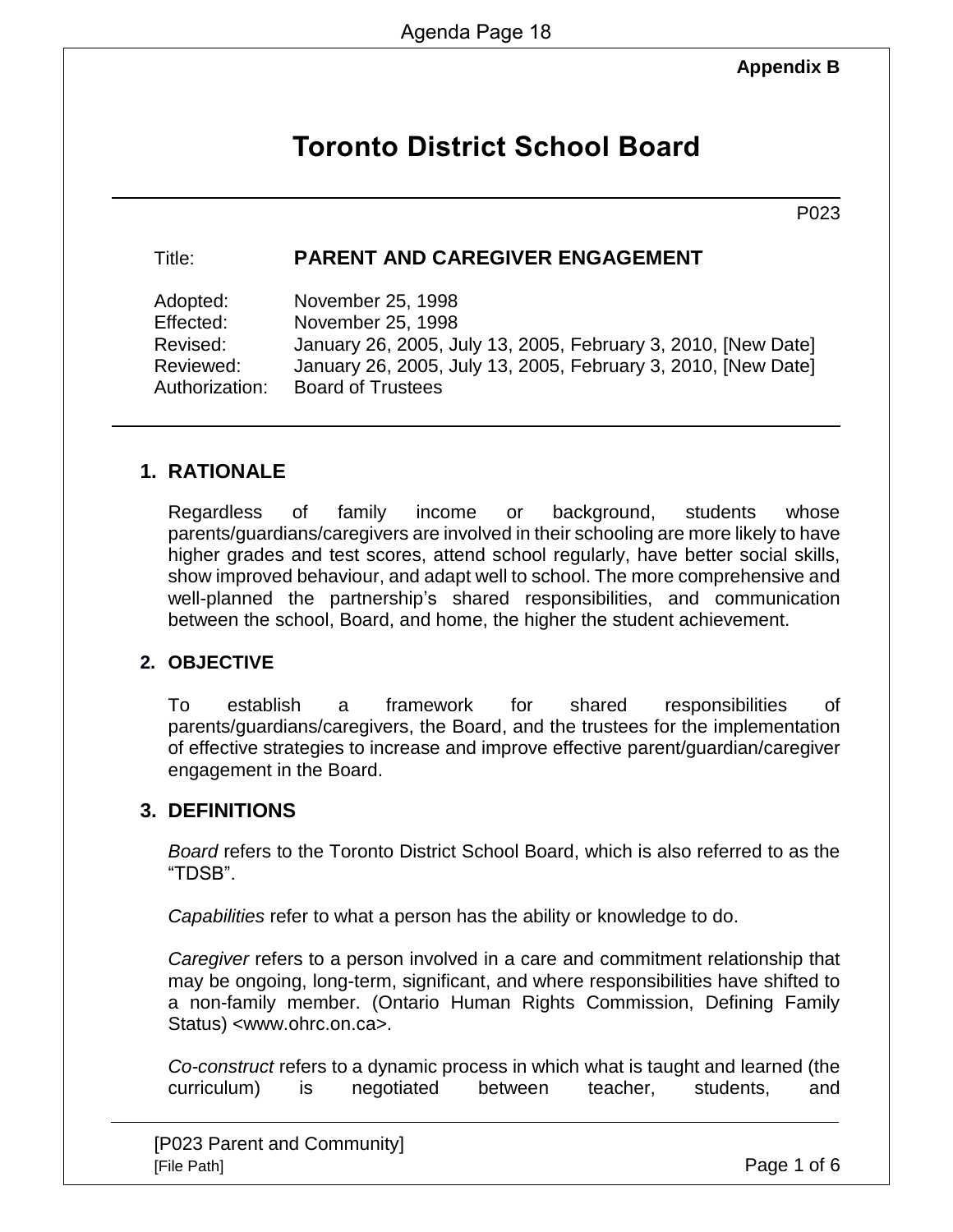Appendix B

# Toronto District School Board

P023

Title: **PARENT AND CAREGIVER ENGAGEMENT**

Adopted: November 25, 1998
Effected: November 25, 1998
Revised: January 26, 2005, July 13, 2005, February 3, 2010, [New Date]
Reviewed: January 26, 2005, July 13, 2005, February 3, 2010, [New Date]
Authorization: Board of Trustees

## 1. RATIONALE

Regardless of family income or background, students whose parents/guardians/caregivers are involved in their schooling are more likely to have higher grades and test scores, attend school regularly, have better social skills, show improved behaviour, and adapt well to school. The more comprehensive and well-planned the partnership's shared responsibilities, and communication between the school, Board, and home, the higher the student achievement.

## 2. OBJECTIVE

To establish a framework for shared responsibilities of parents/guardians/caregivers, the Board, and the trustees for the implementation of effective strategies to increase and improve effective parent/guardian/caregiver engagement in the Board.

## 3. DEFINITIONS

*Board* refers to the Toronto District School Board, which is also referred to as the "TDSB".

*Capabilities* refer to what a person has the ability or knowledge to do.

*Caregiver* refers to a person involved in a care and commitment relationship that may be ongoing, long-term, significant, and where responsibilities have shifted to a non-family member. (Ontario Human Rights Commission, Defining Family Status) <www.ohrc.on.ca>.

*Co-construct* refers to a dynamic process in which what is taught and learned (the curriculum) is negotiated between teacher, students, and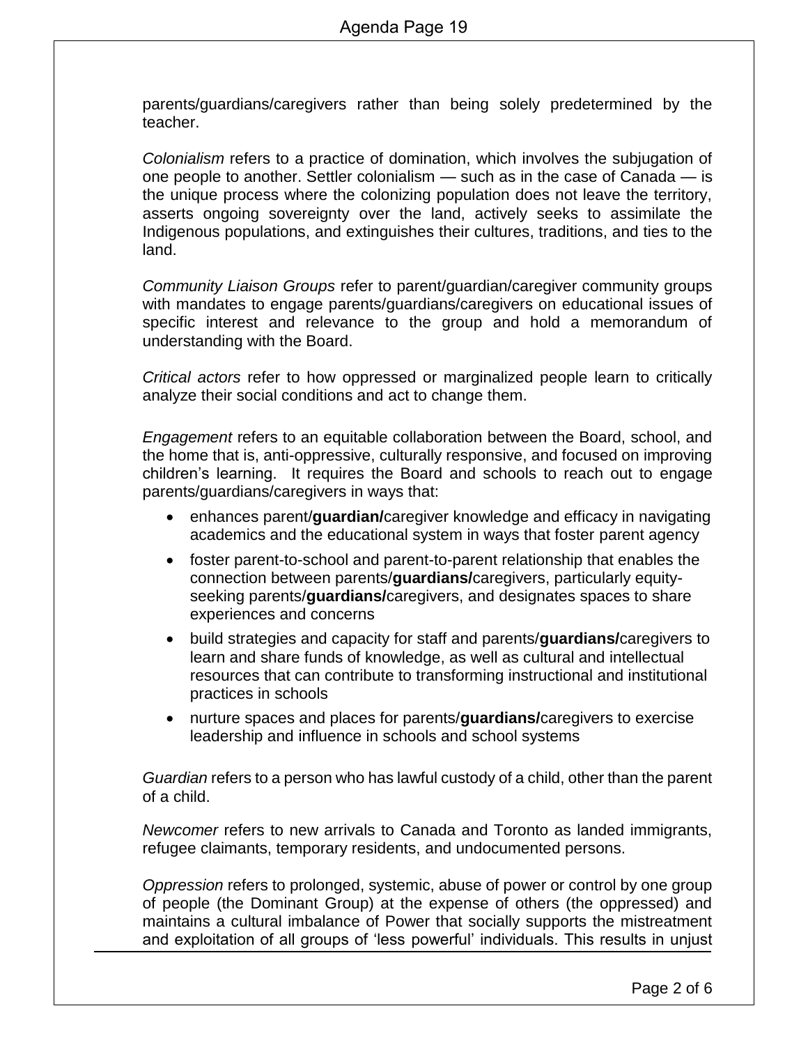parents/guardians/caregivers rather than being solely predetermined by the teacher.

*Colonialism* refers to a practice of domination, which involves the subjugation of one people to another. Settler colonialism — such as in the case of Canada — is the unique process where the colonizing population does not leave the territory, asserts ongoing sovereignty over the land, actively seeks to assimilate the Indigenous populations, and extinguishes their cultures, traditions, and ties to the land.

*Community Liaison Groups* refer to parent/guardian/caregiver community groups with mandates to engage parents/guardians/caregivers on educational issues of specific interest and relevance to the group and hold a memorandum of understanding with the Board.

*Critical actors* refer to how oppressed or marginalized people learn to critically analyze their social conditions and act to change them.

*Engagement* refers to an equitable collaboration between the Board, school, and the home that is, anti-oppressive, culturally responsive, and focused on improving children's learning. It requires the Board and schools to reach out to engage parents/guardians/caregivers in ways that:

- enhances parent/**guardian/**caregiver knowledge and efficacy in navigating academics and the educational system in ways that foster parent agency
- foster parent-to-school and parent-to-parent relationship that enables the connection between parents/**guardians/**caregivers, particularly equity-seeking parents/**guardians/**caregivers, and designates spaces to share experiences and concerns
- build strategies and capacity for staff and parents/**guardians/**caregivers to learn and share funds of knowledge, as well as cultural and intellectual resources that can contribute to transforming instructional and institutional practices in schools
- nurture spaces and places for parents/**guardians/**caregivers to exercise leadership and influence in schools and school systems

*Guardian* refers to a person who has lawful custody of a child, other than the parent of a child.

*Newcomer* refers to new arrivals to Canada and Toronto as landed immigrants, refugee claimants, temporary residents, and undocumented persons.

*Oppression* refers to prolonged, systemic, abuse of power or control by one group of people (the Dominant Group) at the expense of others (the oppressed) and maintains a cultural imbalance of Power that socially supports the mistreatment and exploitation of all groups of 'less powerful' individuals. This results in unjust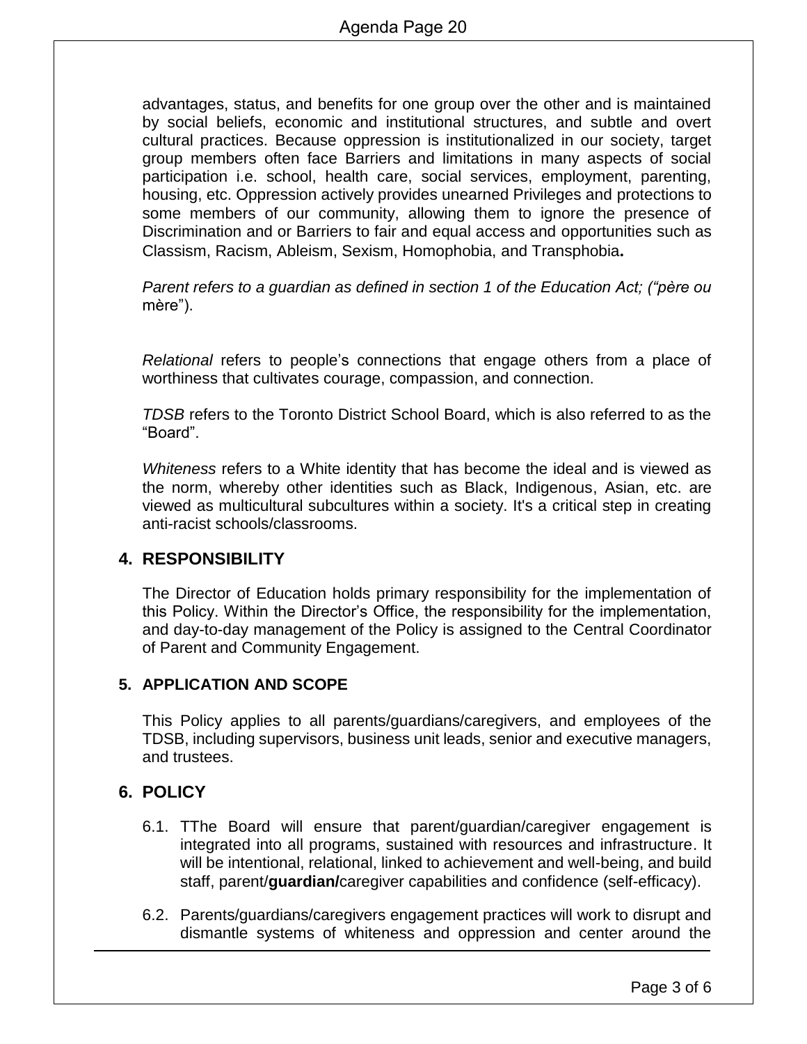advantages, status, and benefits for one group over the other and is maintained by social beliefs, economic and institutional structures, and subtle and overt cultural practices. Because oppression is institutionalized in our society, target group members often face Barriers and limitations in many aspects of social participation i.e. school, health care, social services, employment, parenting, housing, etc. Oppression actively provides unearned Privileges and protections to some members of our community, allowing them to ignore the presence of Discrimination and or Barriers to fair and equal access and opportunities such as Classism, Racism, Ableism, Sexism, Homophobia, and Transphobia**.**

*Parent refers to a guardian as defined in section 1 of the Education Act; ("père ou* mère").

*Relational* refers to people's connections that engage others from a place of worthiness that cultivates courage, compassion, and connection.

*TDSB* refers to the Toronto District School Board, which is also referred to as the "Board".

*Whiteness* refers to a White identity that has become the ideal and is viewed as the norm, whereby other identities such as Black, Indigenous, Asian, etc. are viewed as multicultural subcultures within a society. It's a critical step in creating anti-racist schools/classrooms.

## 4. RESPONSIBILITY

The Director of Education holds primary responsibility for the implementation of this Policy. Within the Director's Office, the responsibility for the implementation, and day-to-day management of the Policy is assigned to the Central Coordinator of Parent and Community Engagement.

## 5. APPLICATION AND SCOPE

This Policy applies to all parents/guardians/caregivers, and employees of the TDSB, including supervisors, business unit leads, senior and executive managers, and trustees.

## 6. POLICY

6.1. TThe Board will ensure that parent/guardian/caregiver engagement is integrated into all programs, sustained with resources and infrastructure. It will be intentional, relational, linked to achievement and well-being, and build staff, parent/**guardian/**caregiver capabilities and confidence (self-efficacy).

6.2. Parents/guardians/caregivers engagement practices will work to disrupt and dismantle systems of whiteness and oppression and center around the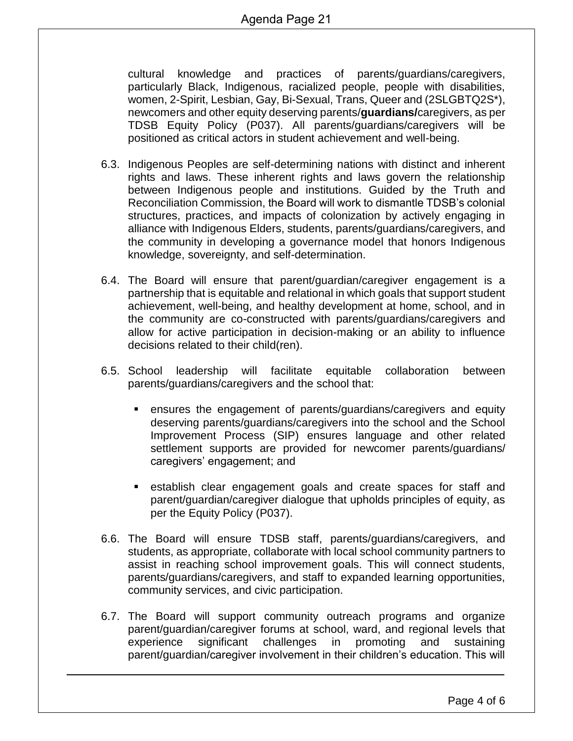cultural knowledge and practices of parents/guardians/caregivers, particularly Black, Indigenous, racialized people, people with disabilities, women, 2-Spirit, Lesbian, Gay, Bi-Sexual, Trans, Queer and (2SLGBTQ2S*), newcomers and other equity deserving parents/**guardians/**caregivers, as per TDSB Equity Policy (P037). All parents/guardians/caregivers will be positioned as critical actors in student achievement and well-being.

6.3. Indigenous Peoples are self-determining nations with distinct and inherent rights and laws. These inherent rights and laws govern the relationship between Indigenous people and institutions. Guided by the Truth and Reconciliation Commission, the Board will work to dismantle TDSB's colonial structures, practices, and impacts of colonization by actively engaging in alliance with Indigenous Elders, students, parents/guardians/caregivers, and the community in developing a governance model that honors Indigenous knowledge, sovereignty, and self-determination.

6.4. The Board will ensure that parent/guardian/caregiver engagement is a partnership that is equitable and relational in which goals that support student achievement, well-being, and healthy development at home, school, and in the community are co-constructed with parents/guardians/caregivers and allow for active participation in decision-making or an ability to influence decisions related to their child(ren).

6.5. School leadership will facilitate equitable collaboration between parents/guardians/caregivers and the school that:

- ensures the engagement of parents/guardians/caregivers and equity deserving parents/guardians/caregivers into the school and the School Improvement Process (SIP) ensures language and other related settlement supports are provided for newcomer parents/guardians/ caregivers' engagement; and
- establish clear engagement goals and create spaces for staff and parent/guardian/caregiver dialogue that upholds principles of equity, as per the Equity Policy (P037).

6.6. The Board will ensure TDSB staff, parents/guardians/caregivers, and students, as appropriate, collaborate with local school community partners to assist in reaching school improvement goals. This will connect students, parents/guardians/caregivers, and staff to expanded learning opportunities, community services, and civic participation.

6.7. The Board will support community outreach programs and organize parent/guardian/caregiver forums at school, ward, and regional levels that experience significant challenges in promoting and sustaining parent/guardian/caregiver involvement in their children's education. This will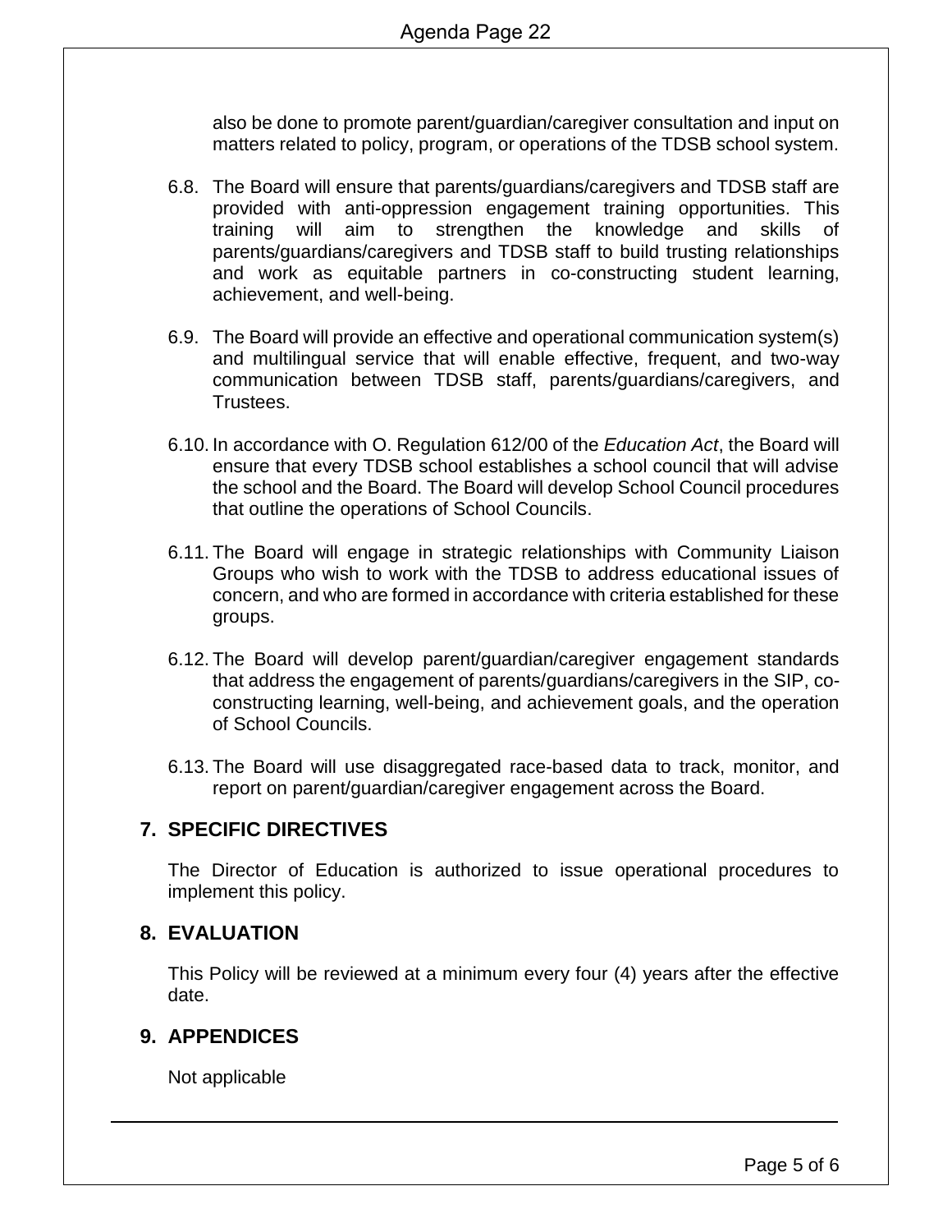also be done to promote parent/guardian/caregiver consultation and input on matters related to policy, program, or operations of the TDSB school system.

6.8. The Board will ensure that parents/guardians/caregivers and TDSB staff are provided with anti-oppression engagement training opportunities. This training will aim to strengthen the knowledge and skills of parents/guardians/caregivers and TDSB staff to build trusting relationships and work as equitable partners in co-constructing student learning, achievement, and well-being.

6.9. The Board will provide an effective and operational communication system(s) and multilingual service that will enable effective, frequent, and two-way communication between TDSB staff, parents/guardians/caregivers, and Trustees.

6.10. In accordance with O. Regulation 612/00 of the *Education Act*, the Board will ensure that every TDSB school establishes a school council that will advise the school and the Board. The Board will develop School Council procedures that outline the operations of School Councils.

6.11. The Board will engage in strategic relationships with Community Liaison Groups who wish to work with the TDSB to address educational issues of concern, and who are formed in accordance with criteria established for these groups.

6.12. The Board will develop parent/guardian/caregiver engagement standards that address the engagement of parents/guardians/caregivers in the SIP, co-constructing learning, well-being, and achievement goals, and the operation of School Councils.

6.13. The Board will use disaggregated race-based data to track, monitor, and report on parent/guardian/caregiver engagement across the Board.

## 7. SPECIFIC DIRECTIVES

The Director of Education is authorized to issue operational procedures to implement this policy.

## 8. EVALUATION

This Policy will be reviewed at a minimum every four (4) years after the effective date.

## 9. APPENDICES

Not applicable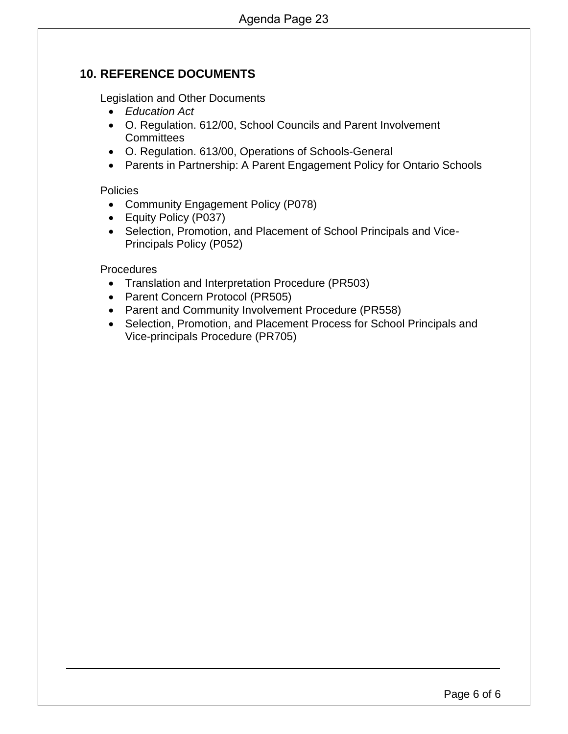## 10. REFERENCE DOCUMENTS

Legislation and Other Documents

- *Education Act*
- O. Regulation. 612/00, School Councils and Parent Involvement Committees
- O. Regulation. 613/00, Operations of Schools-General
- Parents in Partnership: A Parent Engagement Policy for Ontario Schools

Policies

- Community Engagement Policy (P078)
- Equity Policy (P037)
- Selection, Promotion, and Placement of School Principals and Vice-Principals Policy (P052)

Procedures

- Translation and Interpretation Procedure (PR503)
- Parent Concern Protocol (PR505)
- Parent and Community Involvement Procedure (PR558)
- Selection, Promotion, and Placement Process for School Principals and Vice-principals Procedure (PR705)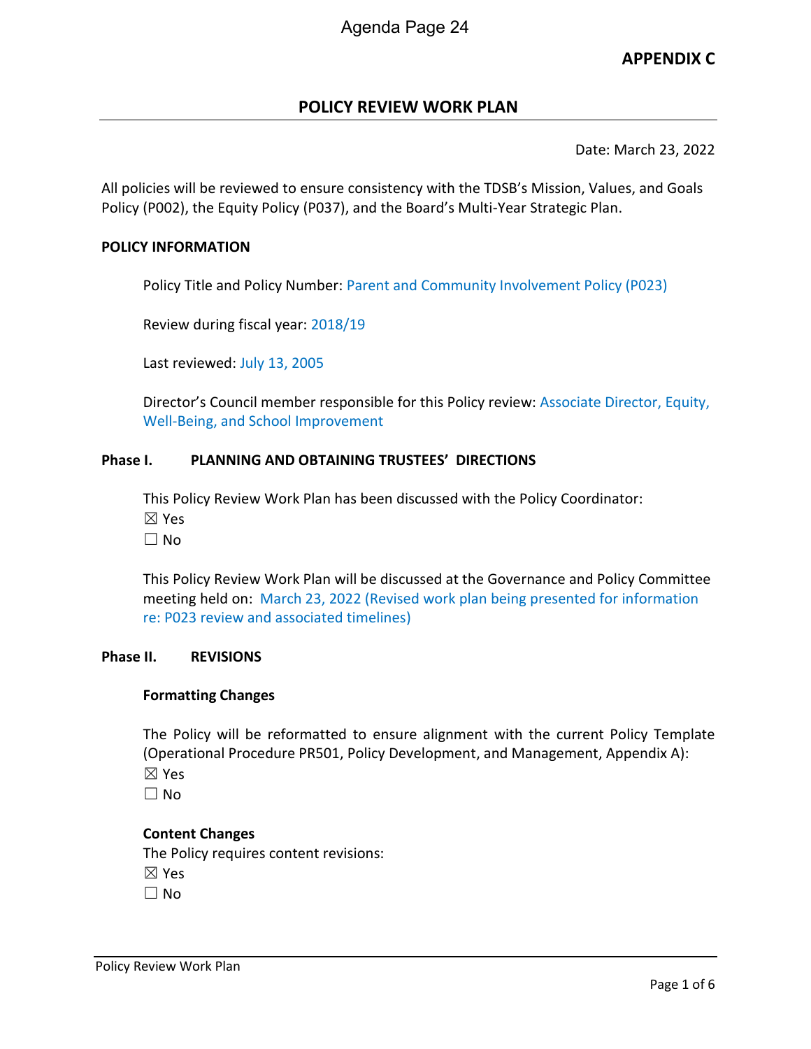**APPENDIX C**

## POLICY REVIEW WORK PLAN

Date: March 23, 2022

All policies will be reviewed to ensure consistency with the TDSB's Mission, Values, and Goals Policy (P002), the Equity Policy (P037), and the Board's Multi-Year Strategic Plan.

### POLICY INFORMATION

Policy Title and Policy Number: Parent and Community Involvement Policy (P023)

Review during fiscal year: 2018/19

Last reviewed: July 13, 2005

Director's Council member responsible for this Policy review: Associate Director, Equity, Well-Being, and School Improvement

### Phase I. PLANNING AND OBTAINING TRUSTEES' DIRECTIONS

This Policy Review Work Plan has been discussed with the Policy Coordinator:
☒ Yes
☐ No

This Policy Review Work Plan will be discussed at the Governance and Policy Committee meeting held on: March 23, 2022 (Revised work plan being presented for information re: P023 review and associated timelines)

### Phase II. REVISIONS

**Formatting Changes**

The Policy will be reformatted to ensure alignment with the current Policy Template (Operational Procedure PR501, Policy Development, and Management, Appendix A):
☒ Yes
☐ No

**Content Changes**
The Policy requires content revisions:
☒ Yes
☐ No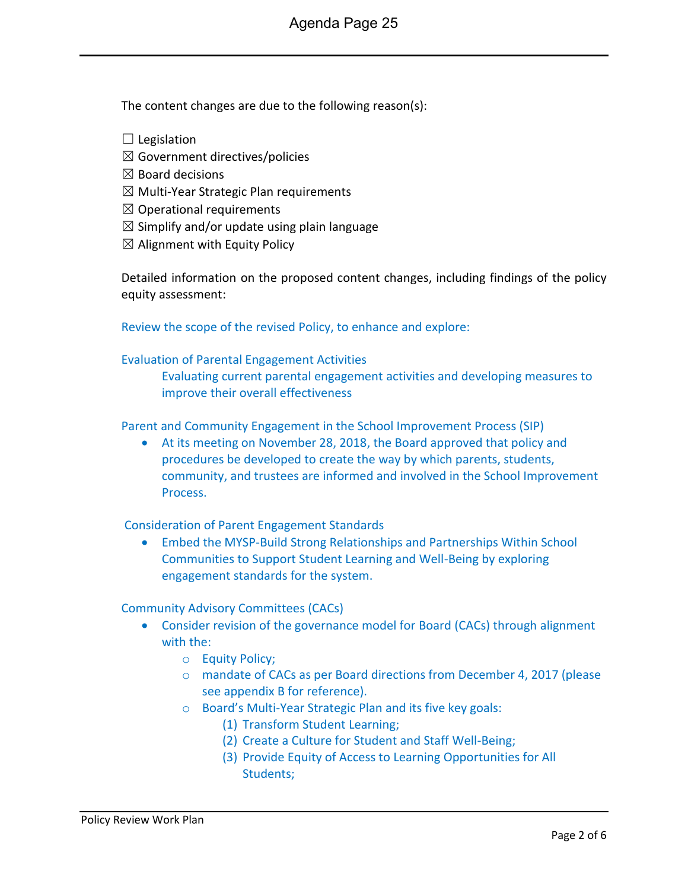The content changes are due to the following reason(s):

☐ Legislation
☒ Government directives/policies
☒ Board decisions
☒ Multi-Year Strategic Plan requirements
☒ Operational requirements
☒ Simplify and/or update using plain language
☒ Alignment with Equity Policy

Detailed information on the proposed content changes, including findings of the policy equity assessment:

Review the scope of the revised Policy, to enhance and explore:

Evaluation of Parental Engagement Activities

Evaluating current parental engagement activities and developing measures to improve their overall effectiveness

Parent and Community Engagement in the School Improvement Process (SIP)

- At its meeting on November 28, 2018, the Board approved that policy and procedures be developed to create the way by which parents, students, community, and trustees are informed and involved in the School Improvement Process.

Consideration of Parent Engagement Standards

- Embed the MYSP-Build Strong Relationships and Partnerships Within School Communities to Support Student Learning and Well-Being by exploring engagement standards for the system.

Community Advisory Committees (CACs)

- Consider revision of the governance model for Board (CACs) through alignment with the:
  - Equity Policy;
  - mandate of CACs as per Board directions from December 4, 2017 (please see appendix B for reference).
  - Board's Multi-Year Strategic Plan and its five key goals:
    1. Transform Student Learning;
    2. Create a Culture for Student and Staff Well-Being;
    3. Provide Equity of Access to Learning Opportunities for All Students;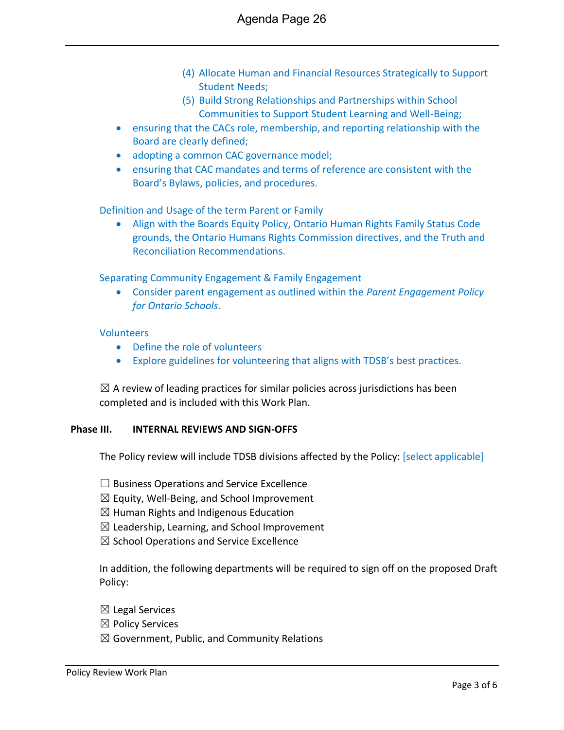(4) Allocate Human and Financial Resources Strategically to Support Student Needs;
(5) Build Strong Relationships and Partnerships within School Communities to Support Student Learning and Well-Being;

- ensuring that the CACs role, membership, and reporting relationship with the Board are clearly defined;
- adopting a common CAC governance model;
- ensuring that CAC mandates and terms of reference are consistent with the Board's Bylaws, policies, and procedures.

Definition and Usage of the term Parent or Family

- Align with the Boards Equity Policy, Ontario Human Rights Family Status Code grounds, the Ontario Humans Rights Commission directives, and the Truth and Reconciliation Recommendations.

Separating Community Engagement & Family Engagement

- Consider parent engagement as outlined within the *Parent Engagement Policy for Ontario Schools*.

Volunteers

- Define the role of volunteers
- Explore guidelines for volunteering that aligns with TDSB's best practices.

☒ A review of leading practices for similar policies across jurisdictions has been completed and is included with this Work Plan.

**Phase III. INTERNAL REVIEWS AND SIGN-OFFS**

The Policy review will include TDSB divisions affected by the Policy: [select applicable]

☐ Business Operations and Service Excellence
☒ Equity, Well-Being, and School Improvement
☒ Human Rights and Indigenous Education
☒ Leadership, Learning, and School Improvement
☒ School Operations and Service Excellence

In addition, the following departments will be required to sign off on the proposed Draft Policy:

☒ Legal Services
☒ Policy Services
☒ Government, Public, and Community Relations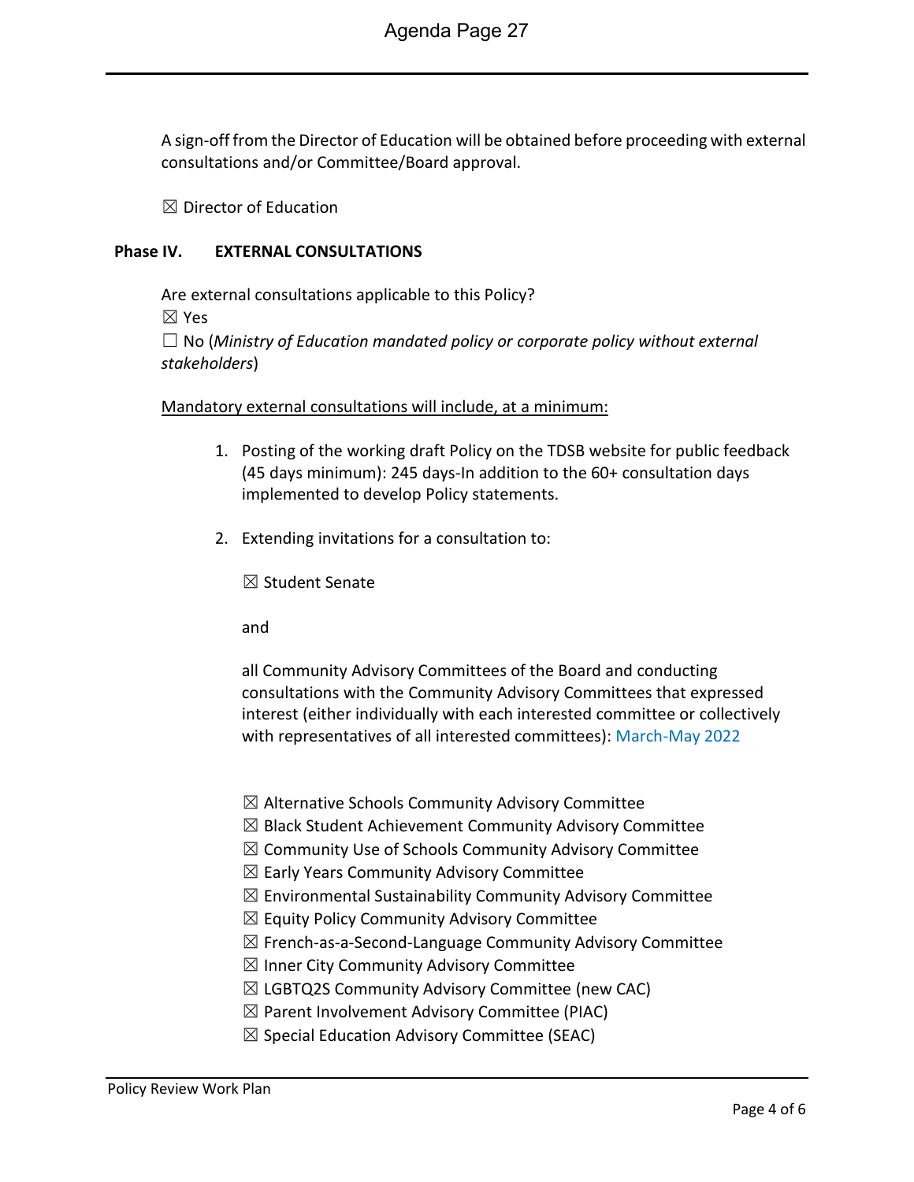A sign-off from the Director of Education will be obtained before proceeding with external consultations and/or Committee/Board approval.

☒ Director of Education

### Phase IV. EXTERNAL CONSULTATIONS

Are external consultations applicable to this Policy?

☒ Yes

☐ No (*Ministry of Education mandated policy or corporate policy without external stakeholders*)

Mandatory external consultations will include, at a minimum:

1. Posting of the working draft Policy on the TDSB website for public feedback (45 days minimum): 245 days-In addition to the 60+ consultation days implemented to develop Policy statements.
2. Extending invitations for a consultation to:

   ☒ Student Senate

   and

   all Community Advisory Committees of the Board and conducting consultations with the Community Advisory Committees that expressed interest (either individually with each interested committee or collectively with representatives of all interested committees): March-May 2022

   ☒ Alternative Schools Community Advisory Committee
   ☒ Black Student Achievement Community Advisory Committee
   ☒ Community Use of Schools Community Advisory Committee
   ☒ Early Years Community Advisory Committee
   ☒ Environmental Sustainability Community Advisory Committee
   ☒ Equity Policy Community Advisory Committee
   ☒ French-as-a-Second-Language Community Advisory Committee
   ☒ Inner City Community Advisory Committee
   ☒ LGBTQ2S Community Advisory Committee (new CAC)
   ☒ Parent Involvement Advisory Committee (PIAC)
   ☒ Special Education Advisory Committee (SEAC)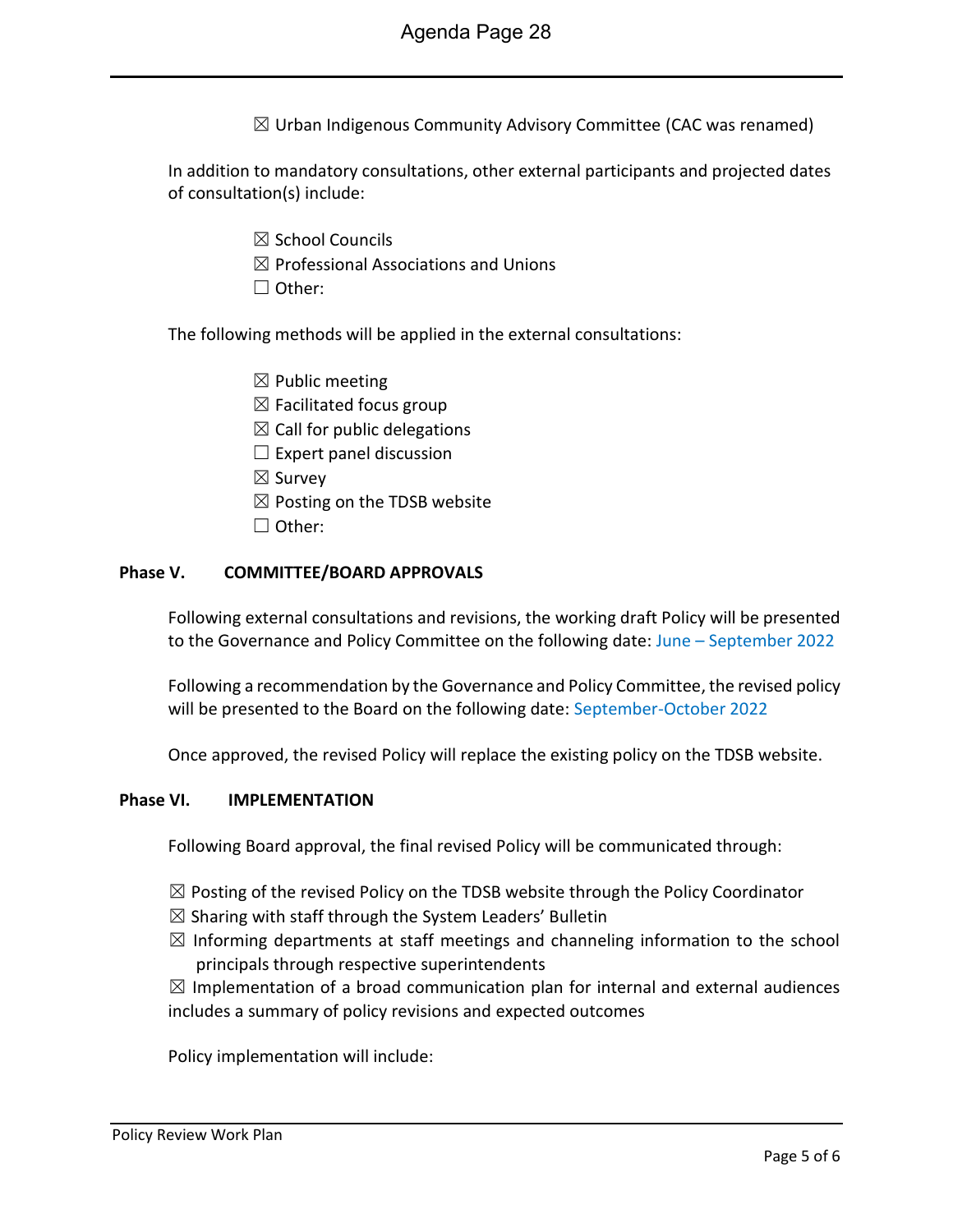☒ Urban Indigenous Community Advisory Committee (CAC was renamed)

In addition to mandatory consultations, other external participants and projected dates of consultation(s) include:

☒ School Councils
☒ Professional Associations and Unions
☐ Other:

The following methods will be applied in the external consultations:

☒ Public meeting
☒ Facilitated focus group
☒ Call for public delegations
☐ Expert panel discussion
☒ Survey
☒ Posting on the TDSB website
☐ Other:

**Phase V. COMMITTEE/BOARD APPROVALS**

Following external consultations and revisions, the working draft Policy will be presented to the Governance and Policy Committee on the following date: June – September 2022

Following a recommendation by the Governance and Policy Committee, the revised policy will be presented to the Board on the following date: September-October 2022

Once approved, the revised Policy will replace the existing policy on the TDSB website.

**Phase VI. IMPLEMENTATION**

Following Board approval, the final revised Policy will be communicated through:

☒ Posting of the revised Policy on the TDSB website through the Policy Coordinator
☒ Sharing with staff through the System Leaders' Bulletin
☒ Informing departments at staff meetings and channeling information to the school principals through respective superintendents
☒ Implementation of a broad communication plan for internal and external audiences includes a summary of policy revisions and expected outcomes

Policy implementation will include: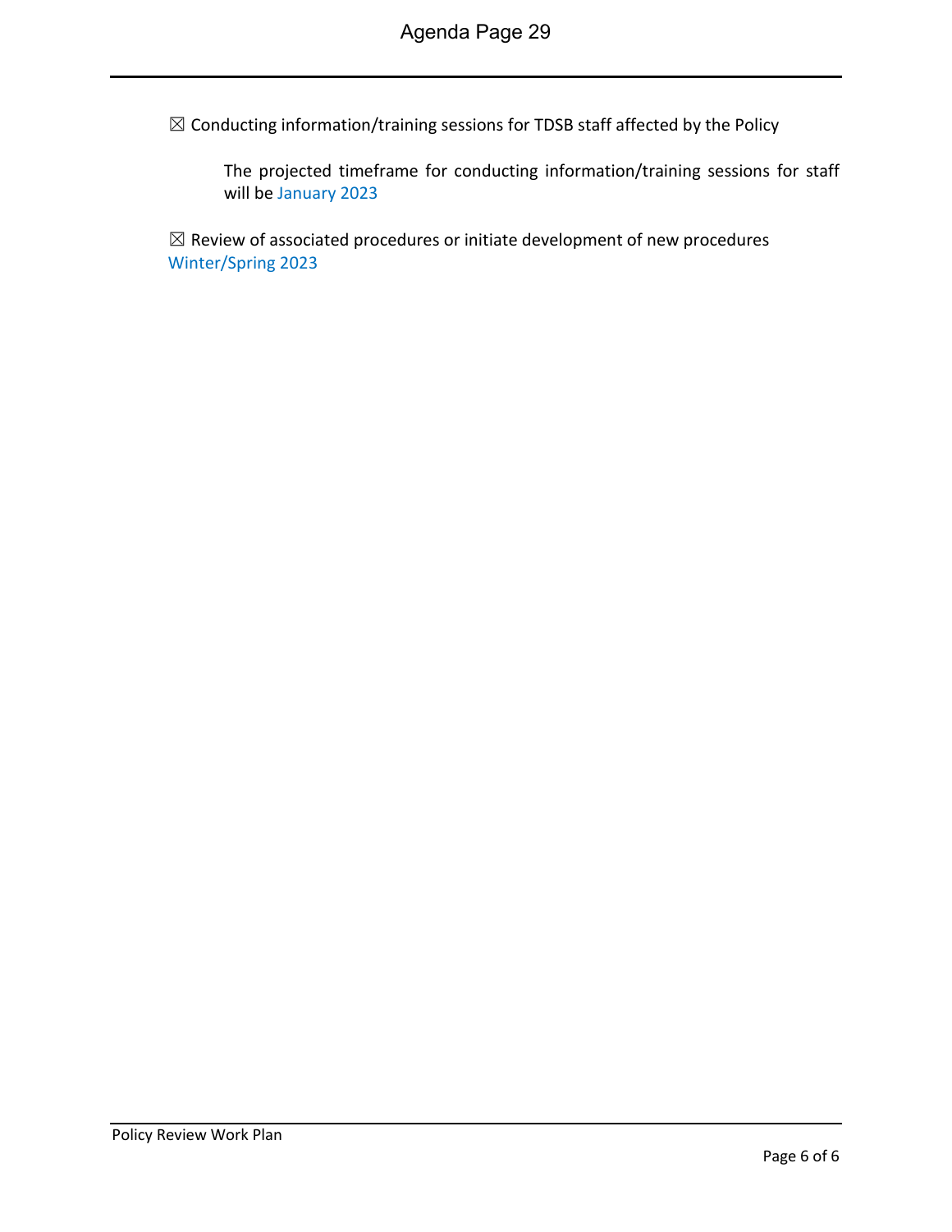☒ Conducting information/training sessions for TDSB staff affected by the Policy

> The projected timeframe for conducting information/training sessions for staff will be January 2023

☒ Review of associated procedures or initiate development of new procedures
Winter/Spring 2023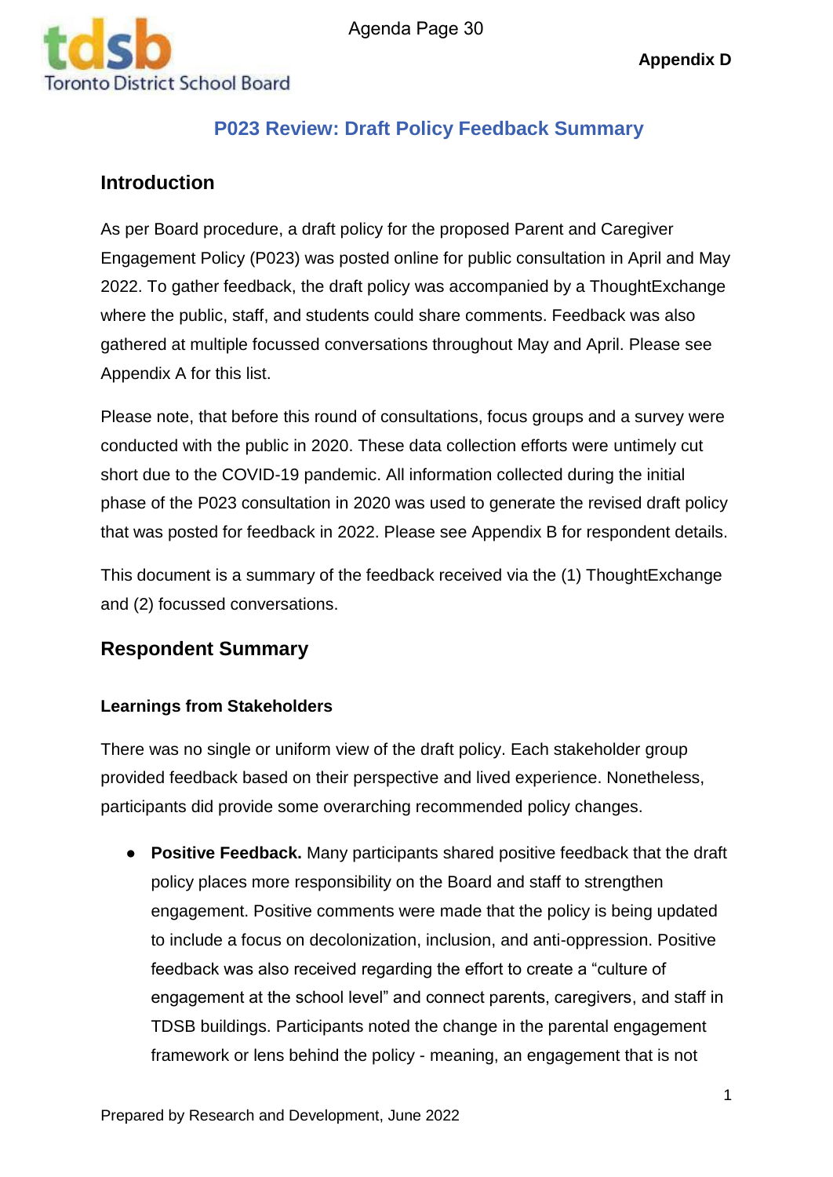Appendix D

# P023 Review: Draft Policy Feedback Summary

## Introduction

As per Board procedure, a draft policy for the proposed Parent and Caregiver Engagement Policy (P023) was posted online for public consultation in April and May 2022. To gather feedback, the draft policy was accompanied by a ThoughtExchange where the public, staff, and students could share comments. Feedback was also gathered at multiple focussed conversations throughout May and April. Please see Appendix A for this list.

Please note, that before this round of consultations, focus groups and a survey were conducted with the public in 2020. These data collection efforts were untimely cut short due to the COVID-19 pandemic. All information collected during the initial phase of the P023 consultation in 2020 was used to generate the revised draft policy that was posted for feedback in 2022. Please see Appendix B for respondent details.

This document is a summary of the feedback received via the (1) ThoughtExchange and (2) focussed conversations.

## Respondent Summary

### Learnings from Stakeholders

There was no single or uniform view of the draft policy. Each stakeholder group provided feedback based on their perspective and lived experience. Nonetheless, participants did provide some overarching recommended policy changes.

- **Positive Feedback.** Many participants shared positive feedback that the draft policy places more responsibility on the Board and staff to strengthen engagement. Positive comments were made that the policy is being updated to include a focus on decolonization, inclusion, and anti-oppression. Positive feedback was also received regarding the effort to create a "culture of engagement at the school level" and connect parents, caregivers, and staff in TDSB buildings. Participants noted the change in the parental engagement framework or lens behind the policy - meaning, an engagement that is not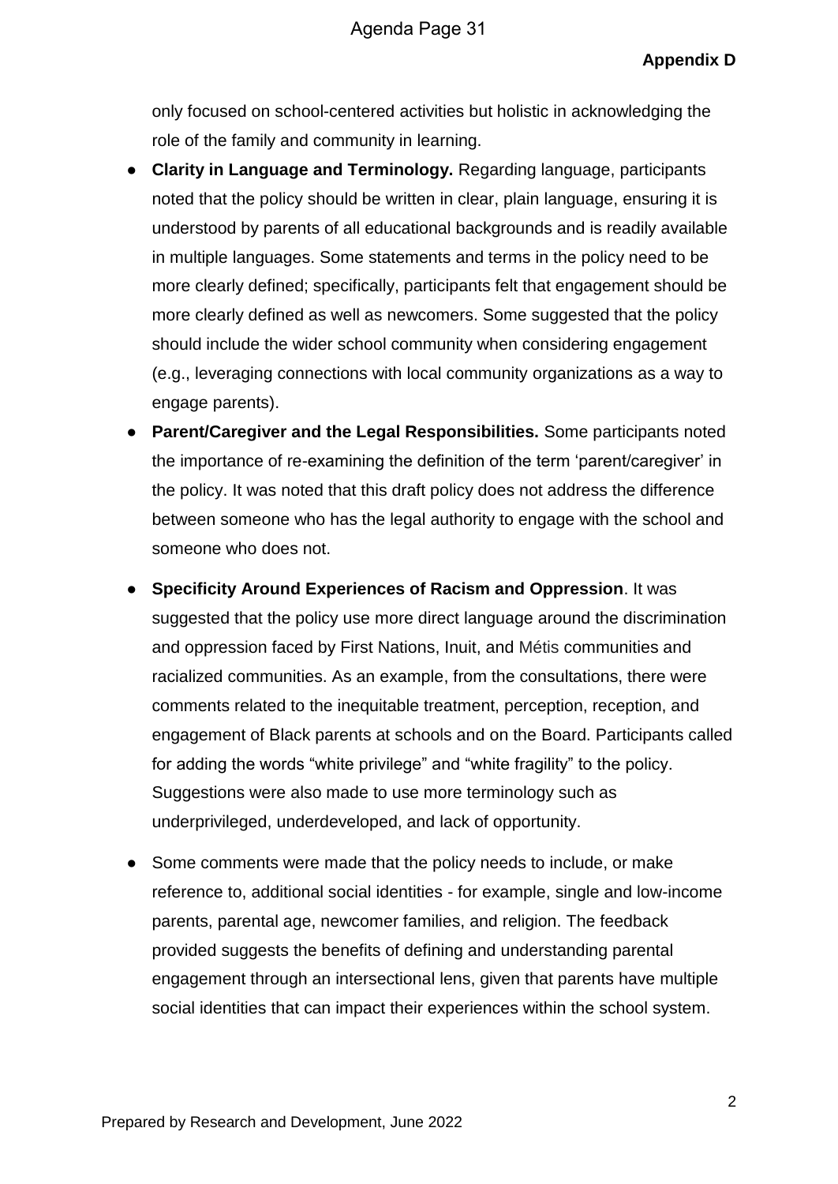only focused on school-centered activities but holistic in acknowledging the role of the family and community in learning.

- **Clarity in Language and Terminology.** Regarding language, participants noted that the policy should be written in clear, plain language, ensuring it is understood by parents of all educational backgrounds and is readily available in multiple languages. Some statements and terms in the policy need to be more clearly defined; specifically, participants felt that engagement should be more clearly defined as well as newcomers. Some suggested that the policy should include the wider school community when considering engagement (e.g., leveraging connections with local community organizations as a way to engage parents).
- **Parent/Caregiver and the Legal Responsibilities.** Some participants noted the importance of re-examining the definition of the term 'parent/caregiver' in the policy. It was noted that this draft policy does not address the difference between someone who has the legal authority to engage with the school and someone who does not.
- **Specificity Around Experiences of Racism and Oppression**. It was suggested that the policy use more direct language around the discrimination and oppression faced by First Nations, Inuit, and Métis communities and racialized communities. As an example, from the consultations, there were comments related to the inequitable treatment, perception, reception, and engagement of Black parents at schools and on the Board. Participants called for adding the words "white privilege" and "white fragility" to the policy. Suggestions were also made to use more terminology such as underprivileged, underdeveloped, and lack of opportunity.
- Some comments were made that the policy needs to include, or make reference to, additional social identities - for example, single and low-income parents, parental age, newcomer families, and religion. The feedback provided suggests the benefits of defining and understanding parental engagement through an intersectional lens, given that parents have multiple social identities that can impact their experiences within the school system.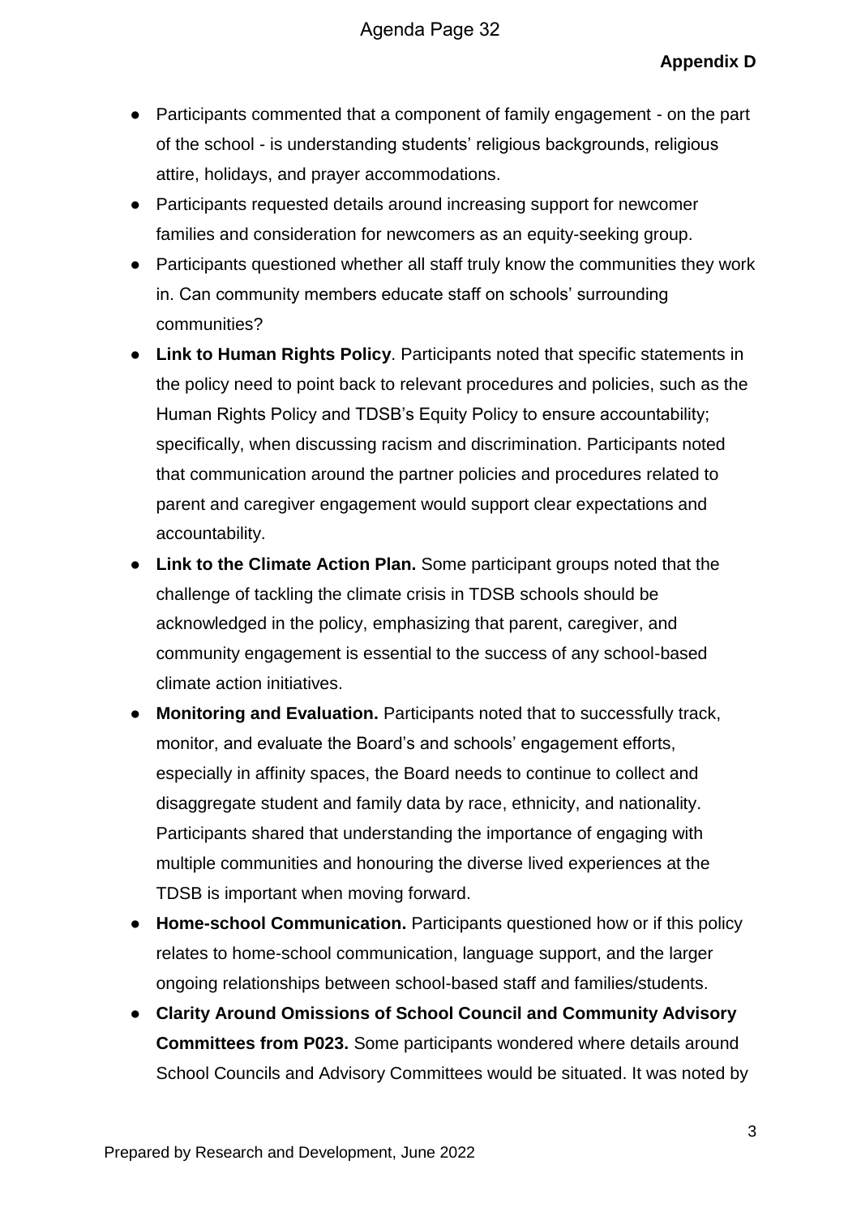- Participants commented that a component of family engagement - on the part of the school - is understanding students' religious backgrounds, religious attire, holidays, and prayer accommodations.
- Participants requested details around increasing support for newcomer families and consideration for newcomers as an equity-seeking group.
- Participants questioned whether all staff truly know the communities they work in. Can community members educate staff on schools' surrounding communities?
- **Link to Human Rights Policy**. Participants noted that specific statements in the policy need to point back to relevant procedures and policies, such as the Human Rights Policy and TDSB's Equity Policy to ensure accountability; specifically, when discussing racism and discrimination. Participants noted that communication around the partner policies and procedures related to parent and caregiver engagement would support clear expectations and accountability.
- **Link to the Climate Action Plan.** Some participant groups noted that the challenge of tackling the climate crisis in TDSB schools should be acknowledged in the policy, emphasizing that parent, caregiver, and community engagement is essential to the success of any school-based climate action initiatives.
- **Monitoring and Evaluation.** Participants noted that to successfully track, monitor, and evaluate the Board's and schools' engagement efforts, especially in affinity spaces, the Board needs to continue to collect and disaggregate student and family data by race, ethnicity, and nationality. Participants shared that understanding the importance of engaging with multiple communities and honouring the diverse lived experiences at the TDSB is important when moving forward.
- **Home-school Communication.** Participants questioned how or if this policy relates to home-school communication, language support, and the larger ongoing relationships between school-based staff and families/students.
- **Clarity Around Omissions of School Council and Community Advisory Committees from P023.** Some participants wondered where details around School Councils and Advisory Committees would be situated. It was noted by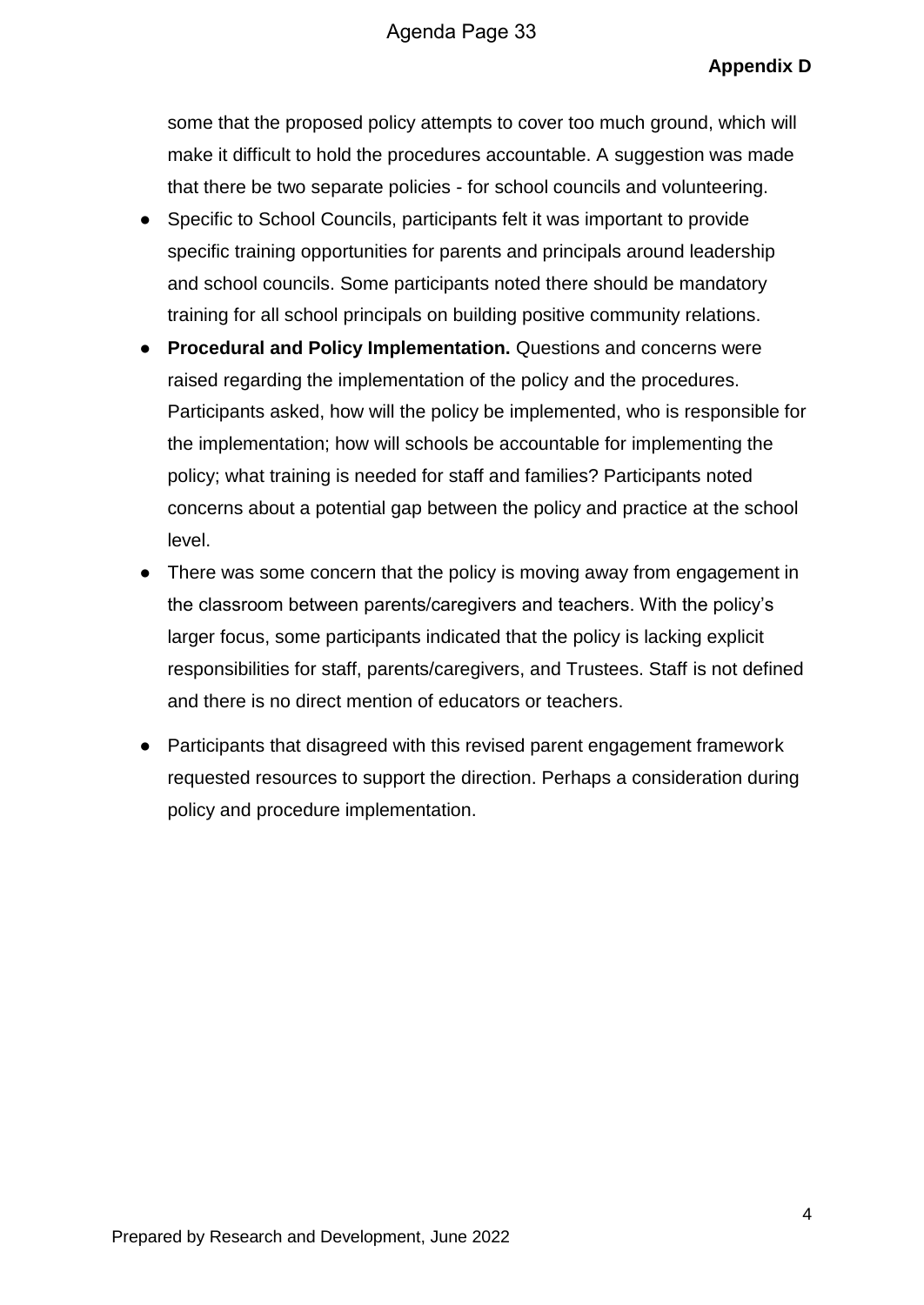**Appendix D**

some that the proposed policy attempts to cover too much ground, which will make it difficult to hold the procedures accountable. A suggestion was made that there be two separate policies - for school councils and volunteering.

- Specific to School Councils, participants felt it was important to provide specific training opportunities for parents and principals around leadership and school councils. Some participants noted there should be mandatory training for all school principals on building positive community relations.
- **Procedural and Policy Implementation.** Questions and concerns were raised regarding the implementation of the policy and the procedures. Participants asked, how will the policy be implemented, who is responsible for the implementation; how will schools be accountable for implementing the policy; what training is needed for staff and families? Participants noted concerns about a potential gap between the policy and practice at the school level.
- There was some concern that the policy is moving away from engagement in the classroom between parents/caregivers and teachers. With the policy's larger focus, some participants indicated that the policy is lacking explicit responsibilities for staff, parents/caregivers, and Trustees. Staff is not defined and there is no direct mention of educators or teachers.
- Participants that disagreed with this revised parent engagement framework requested resources to support the direction. Perhaps a consideration during policy and procedure implementation.

Prepared by Research and Development, June 2022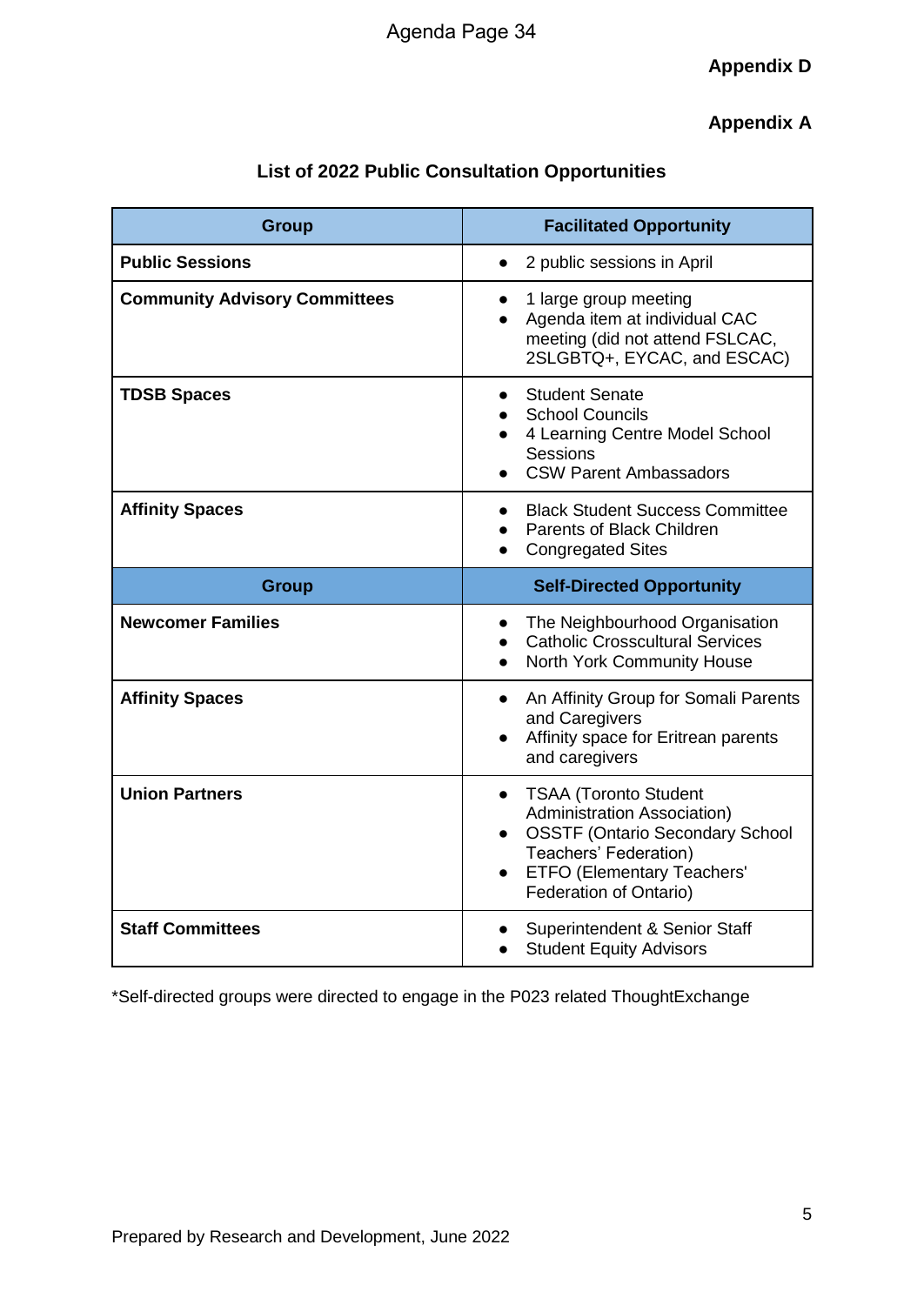**Appendix D**

**Appendix A**

## List of 2022 Public Consultation Opportunities

| Group | Facilitated Opportunity |
|---|---|
| **Public Sessions** | • 2 public sessions in April |
| **Community Advisory Committees** | • 1 large group meeting<br>• Agenda item at individual CAC meeting (did not attend FSLCAC, 2SLGBTQ+, EYCAC, and ESCAC) |
| **TDSB Spaces** | • Student Senate<br>• School Councils<br>• 4 Learning Centre Model School Sessions<br>• CSW Parent Ambassadors |
| **Affinity Spaces** | • Black Student Success Committee<br>• Parents of Black Children<br>• Congregated Sites |
| **Group** | **Self-Directed Opportunity** |
| **Newcomer Families** | • The Neighbourhood Organisation<br>• Catholic Crosscultural Services<br>• North York Community House |
| **Affinity Spaces** | • An Affinity Group for Somali Parents and Caregivers<br>• Affinity space for Eritrean parents and caregivers |
| **Union Partners** | • TSAA (Toronto Student Administration Association)<br>• OSSTF (Ontario Secondary School Teachers' Federation)<br>• ETFO (Elementary Teachers' Federation of Ontario) |
| **Staff Committees** | • Superintendent & Senior Staff<br>• Student Equity Advisors |

*Self-directed groups were directed to engage in the P023 related ThoughtExchange

Prepared by Research and Development, June 2022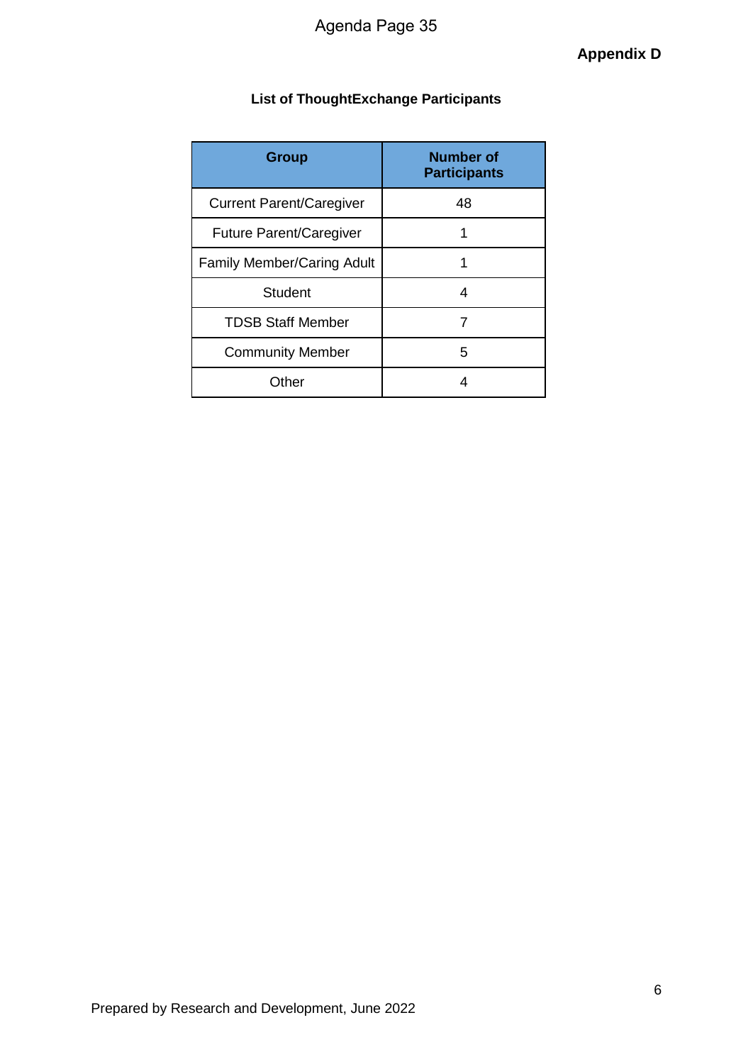**Appendix D**

## List of ThoughtExchange Participants

| Group | Number of Participants |
| --- | --- |
| Current Parent/Caregiver | 48 |
| Future Parent/Caregiver | 1 |
| Family Member/Caring Adult | 1 |
| Student | 4 |
| TDSB Staff Member | 7 |
| Community Member | 5 |
| Other | 4 |

Prepared by Research and Development, June 2022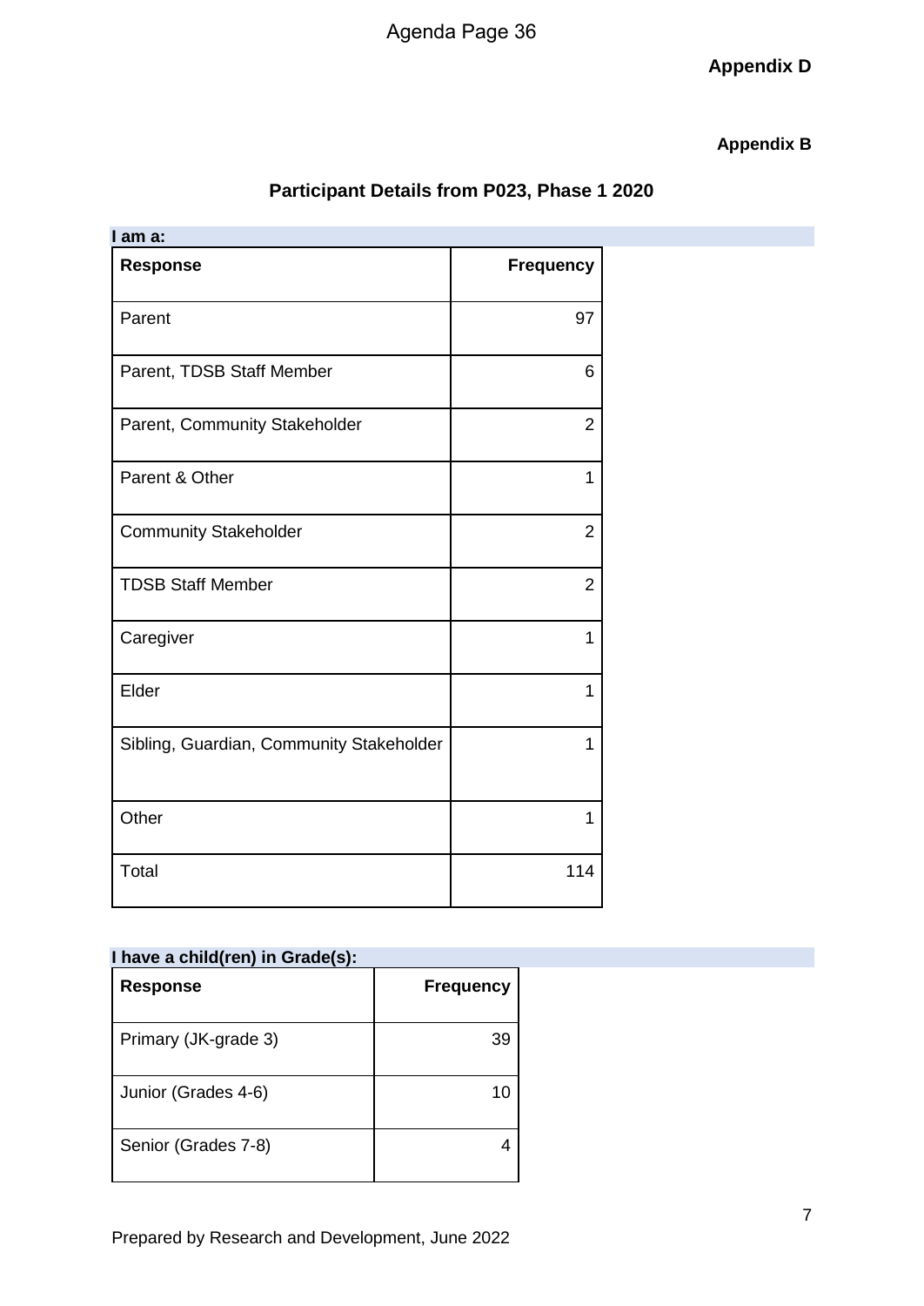**Appendix D**

**Appendix B**

## Participant Details from P023, Phase 1 2020

**I am a:**

| Response | Frequency |
|---|---|
| Parent | 97 |
| Parent, TDSB Staff Member | 6 |
| Parent, Community Stakeholder | 2 |
| Parent & Other | 1 |
| Community Stakeholder | 2 |
| TDSB Staff Member | 2 |
| Caregiver | 1 |
| Elder | 1 |
| Sibling, Guardian, Community Stakeholder | 1 |
| Other | 1 |
| Total | 114 |

**I have a child(ren) in Grade(s):**

| Response | Frequency |
|---|---|
| Primary (JK-grade 3) | 39 |
| Junior (Grades 4-6) | 10 |
| Senior (Grades 7-8) | 4 |

Prepared by Research and Development, June 2022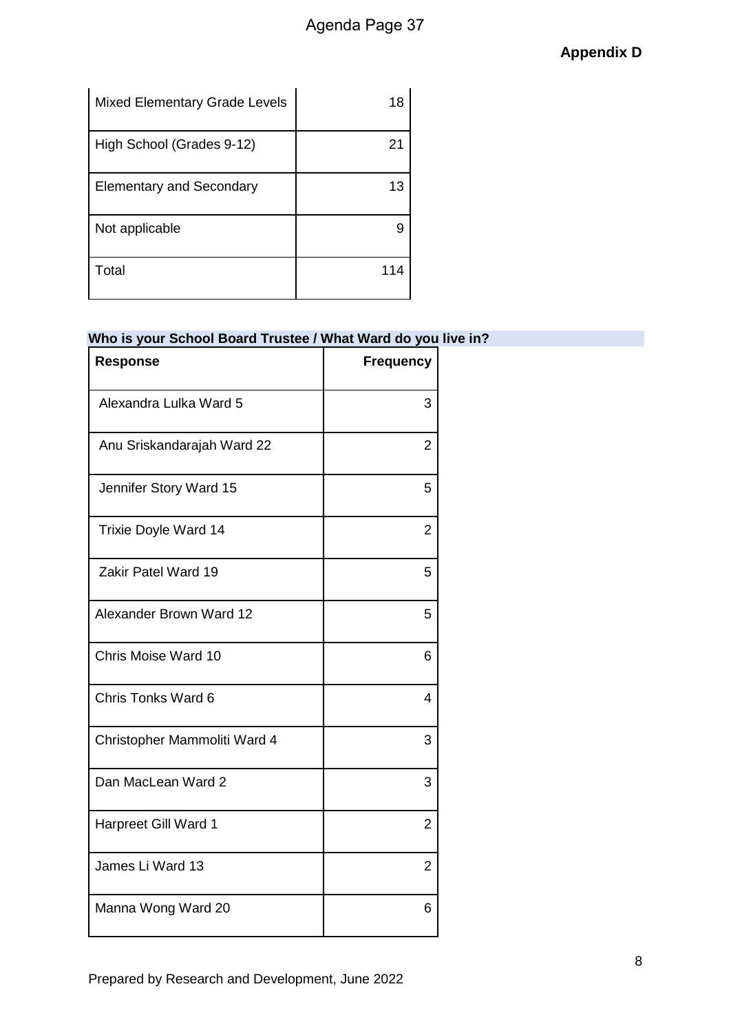**Appendix D**

| Mixed Elementary Grade Levels | 18 |
|---|---|
| High School (Grades 9-12) | 21 |
| Elementary and Secondary | 13 |
| Not applicable | 9 |
| Total | 114 |

**Who is your School Board Trustee / What Ward do you live in?**

| Response | Frequency |
|---|---|
| Alexandra Lulka Ward 5 | 3 |
| Anu Sriskandarajah Ward 22 | 2 |
| Jennifer Story Ward 15 | 5 |
| Trixie Doyle Ward 14 | 2 |
| Zakir Patel Ward 19 | 5 |
| Alexander Brown Ward 12 | 5 |
| Chris Moise Ward 10 | 6 |
| Chris Tonks Ward 6 | 4 |
| Christopher Mammoliti Ward 4 | 3 |
| Dan MacLean Ward 2 | 3 |
| Harpreet Gill Ward 1 | 2 |
| James Li Ward 13 | 2 |
| Manna Wong Ward 20 | 6 |

Prepared by Research and Development, June 2022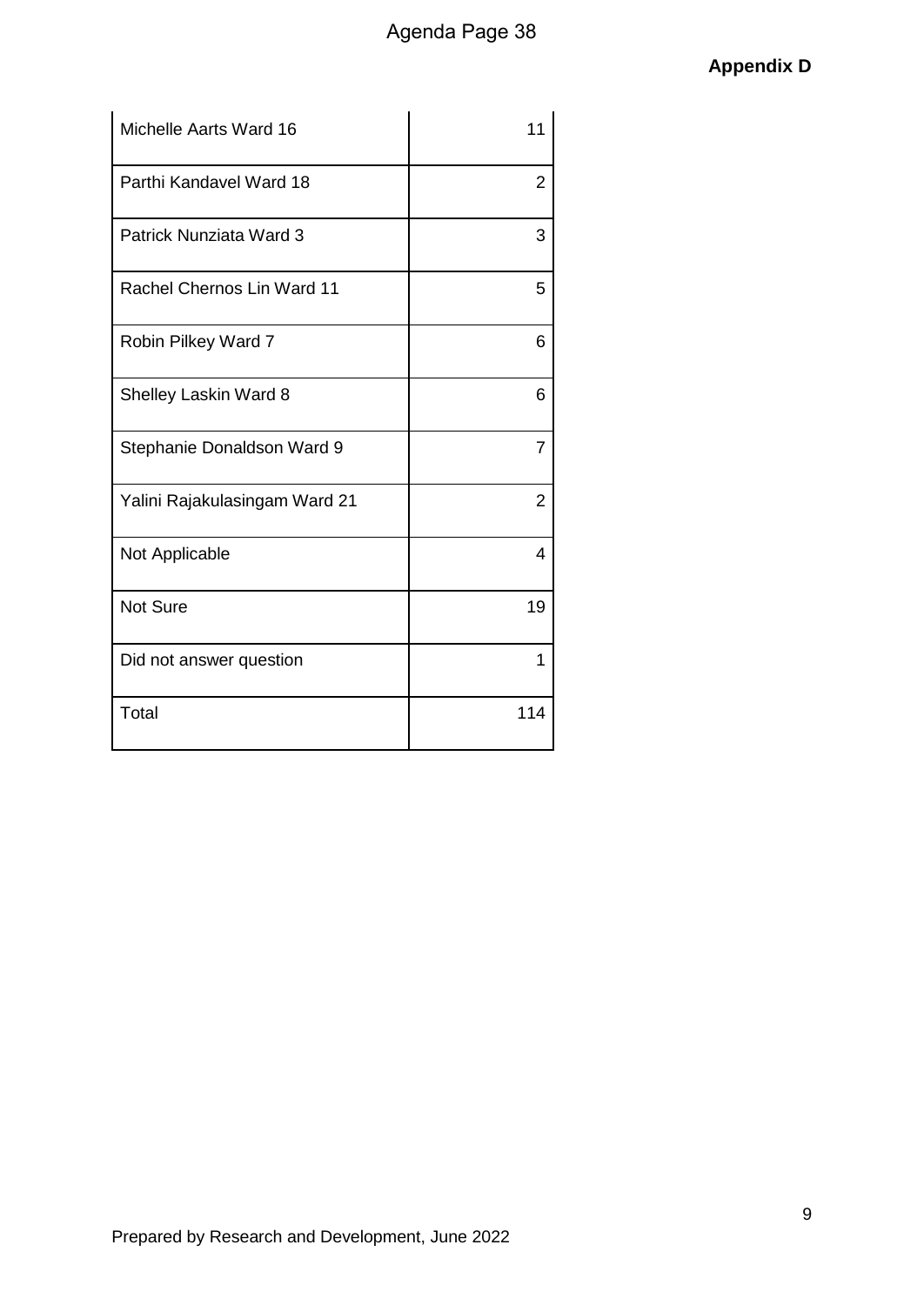**Appendix D**

| | |
|---|---|
| Michelle Aarts Ward 16 | 11 |
| Parthi Kandavel Ward 18 | 2 |
| Patrick Nunziata Ward 3 | 3 |
| Rachel Chernos Lin Ward 11 | 5 |
| Robin Pilkey Ward 7 | 6 |
| Shelley Laskin Ward 8 | 6 |
| Stephanie Donaldson Ward 9 | 7 |
| Yalini Rajakulasingam Ward 21 | 2 |
| Not Applicable | 4 |
| Not Sure | 19 |
| Did not answer question | 1 |
| Total | 114 |

Prepared by Research and Development, June 2022